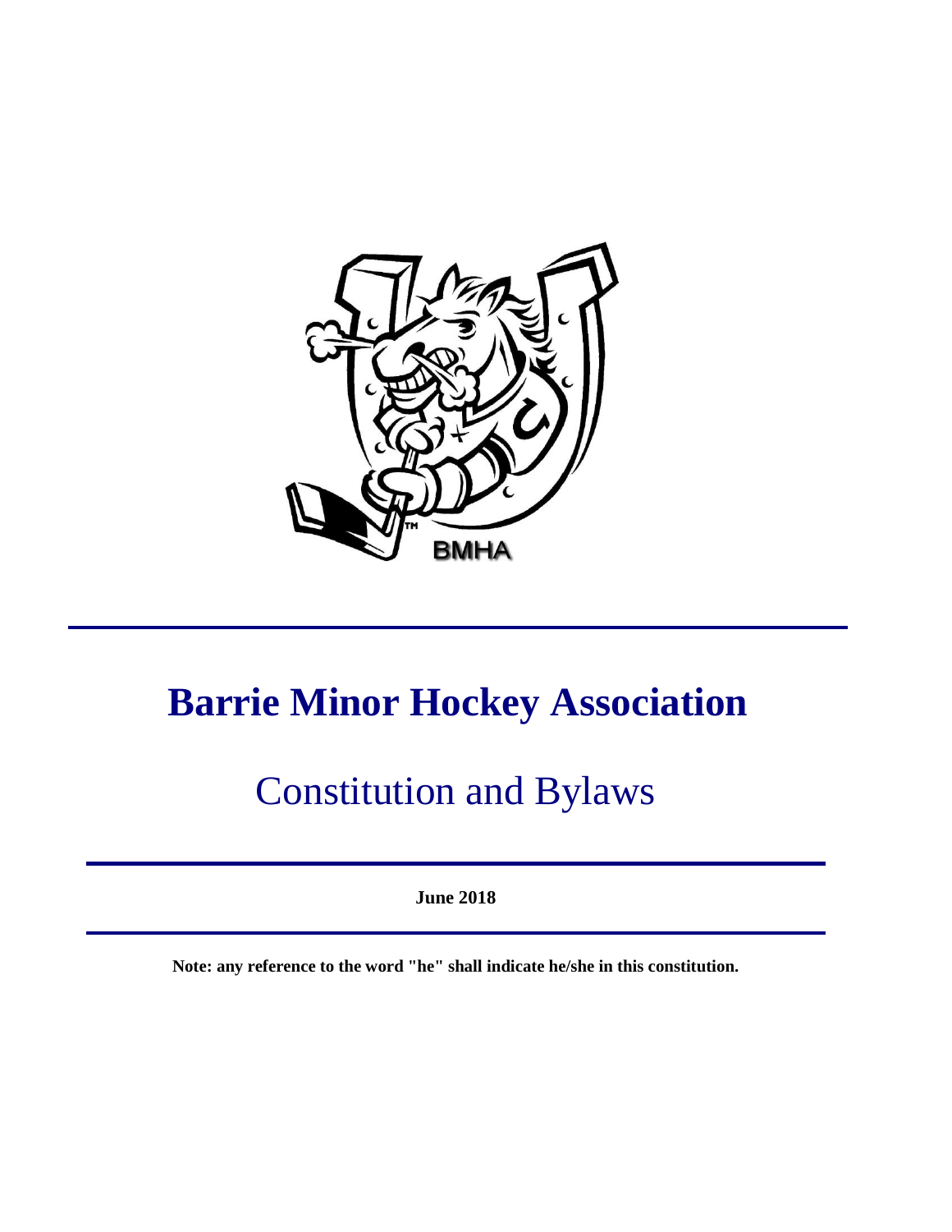# Barrie Minor Hockey Association

## Constitution and Bylaws

**June 2018**

**Note: any reference to the word "he" shall indicate he/she in this constitution.**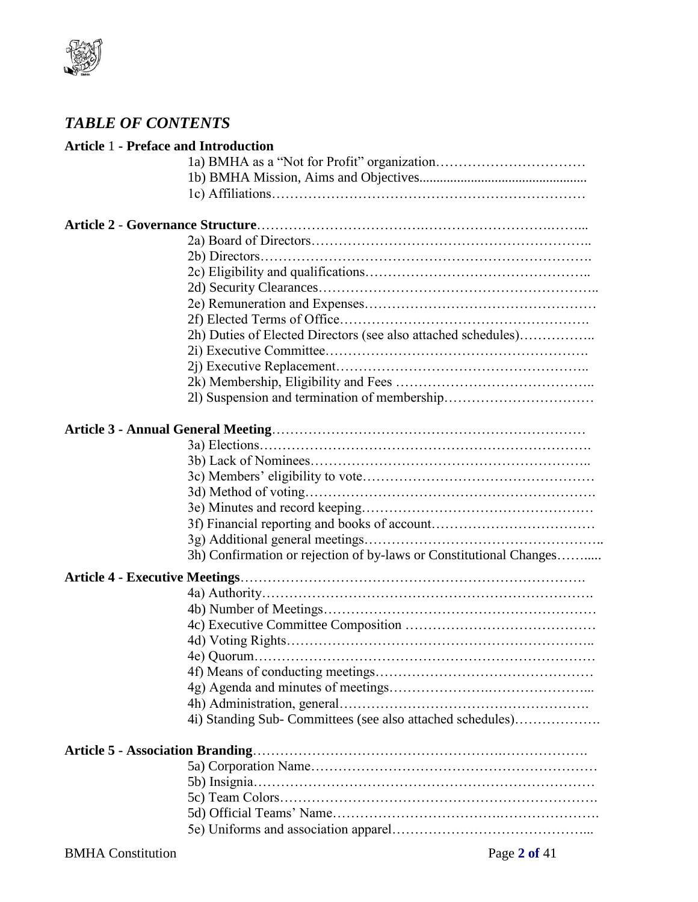## *TABLE OF CONTENTS*

**Article 1 - Preface and Introduction**

- 1a) BMHA as a "Not for Profit" organization……………………………
- 1b) BMHA Mission, Aims and Objectives................................................
- 1c) Affiliations……………………………………………………………

**Article 2 - Governance Structure**………………………………………………………………...

- 2a) Board of Directors……………………………………………………..
- 2b) Directors……………………………………………………………….
- 2c) Eligibility and qualifications…………………………………………..
- 2d) Security Clearances……………………………………………………..
- 2e) Remuneration and Expenses……………………………………………
- 2f) Elected Terms of Office……………………………………………….
- 2h) Duties of Elected Directors (see also attached schedules)……………..
- 2i) Executive Committee………………………………………………….
- 2j) Executive Replacement………………………………………………..
- 2k) Membership, Eligibility and Fees ……………………………………..
- 2l) Suspension and termination of membership……………………………

**Article 3 - Annual General Meeting**…………………………………………………………

- 3a) Elections……………………………………………………………….
- 3b) Lack of Nominees……………………………………………………..
- 3c) Members' eligibility to vote……………………………………………
- 3d) Method of voting……………………………………………………….
- 3e) Minutes and record keeping……………………………………………
- 3f) Financial reporting and books of account………………………………
- 3g) Additional general meetings……………………………………………..
- 3h) Confirmation or rejection of by-laws or Constitutional Changes…….....

**Article 4 - Executive Meetings**……………………………………………………………….

- 4a) Authority……………………………………………………………….
- 4b) Number of Meetings……………………………………………………
- 4c) Executive Committee Composition ……………………………………
- 4d) Voting Rights…………………………………………………………..
- 4e) Quorum…………………………………………………………………
- 4f) Means of conducting meetings…………………………………………
- 4g) Agenda and minutes of meetings……………………………………...
- 4h) Administration, general……………………………………………….
- 4i) Standing Sub- Committees (see also attached schedules)……………….

**Article 5 - Association Branding**……………………………………………………………….

- 5a) Corporation Name……………………………………………………
- 5b) Insignia…………………………………………………………………
- 5c) Team Colors…………………………………………………………….
- 5d) Official Teams' Name…………………………………………………….
- 5e) Uniforms and association apparel…………………………………...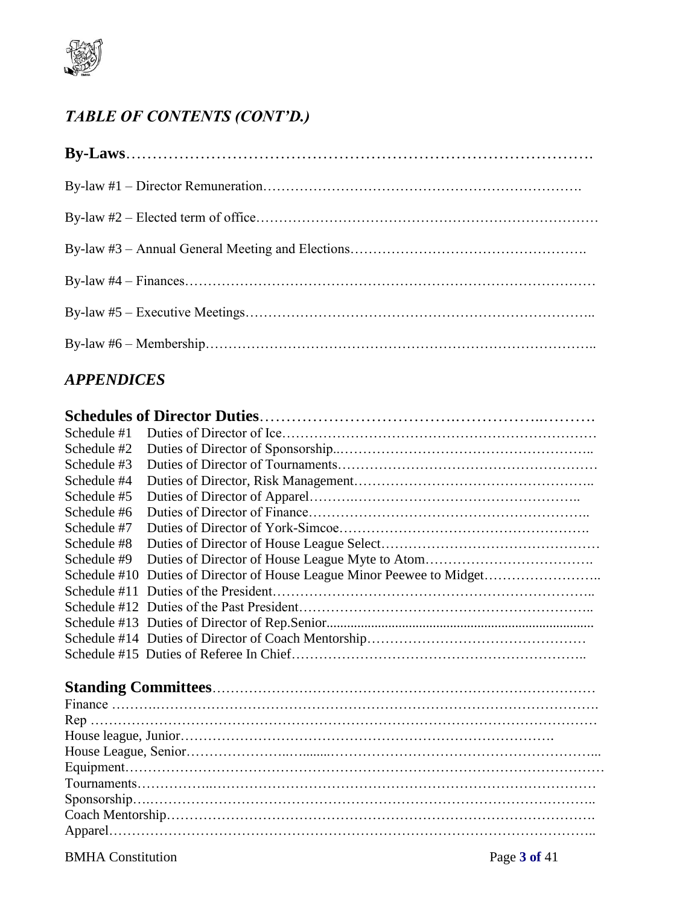## *TABLE OF CONTENTS (CONT'D.)*

**By-Laws**

By-law #1 – Director Remuneration

By-law #2 – Elected term of office

By-law #3 – Annual General Meeting and Elections

By-law #4 – Finances

By-law #5 – Executive Meetings

By-law #6 – Membership

## *APPENDICES*

**Schedules of Director Duties**

Schedule #1 Duties of Director of Ice
Schedule #2 Duties of Director of Sponsorship
Schedule #3 Duties of Director of Tournaments
Schedule #4 Duties of Director, Risk Management
Schedule #5 Duties of Director of Apparel
Schedule #6 Duties of Director of Finance
Schedule #7 Duties of Director of York-Simcoe
Schedule #8 Duties of Director of House League Select
Schedule #9 Duties of Director of House League Myte to Atom
Schedule #10 Duties of Director of House League Minor Peewee to Midget
Schedule #11 Duties of the President
Schedule #12 Duties of the Past President
Schedule #13 Duties of Director of Rep.Senior
Schedule #14 Duties of Director of Coach Mentorship
Schedule #15 Duties of Referee In Chief

**Standing Committees**

Finance
Rep
House league, Junior
House League, Senior
Equipment
Tournaments
Sponsorship
Coach Mentorship
Apparel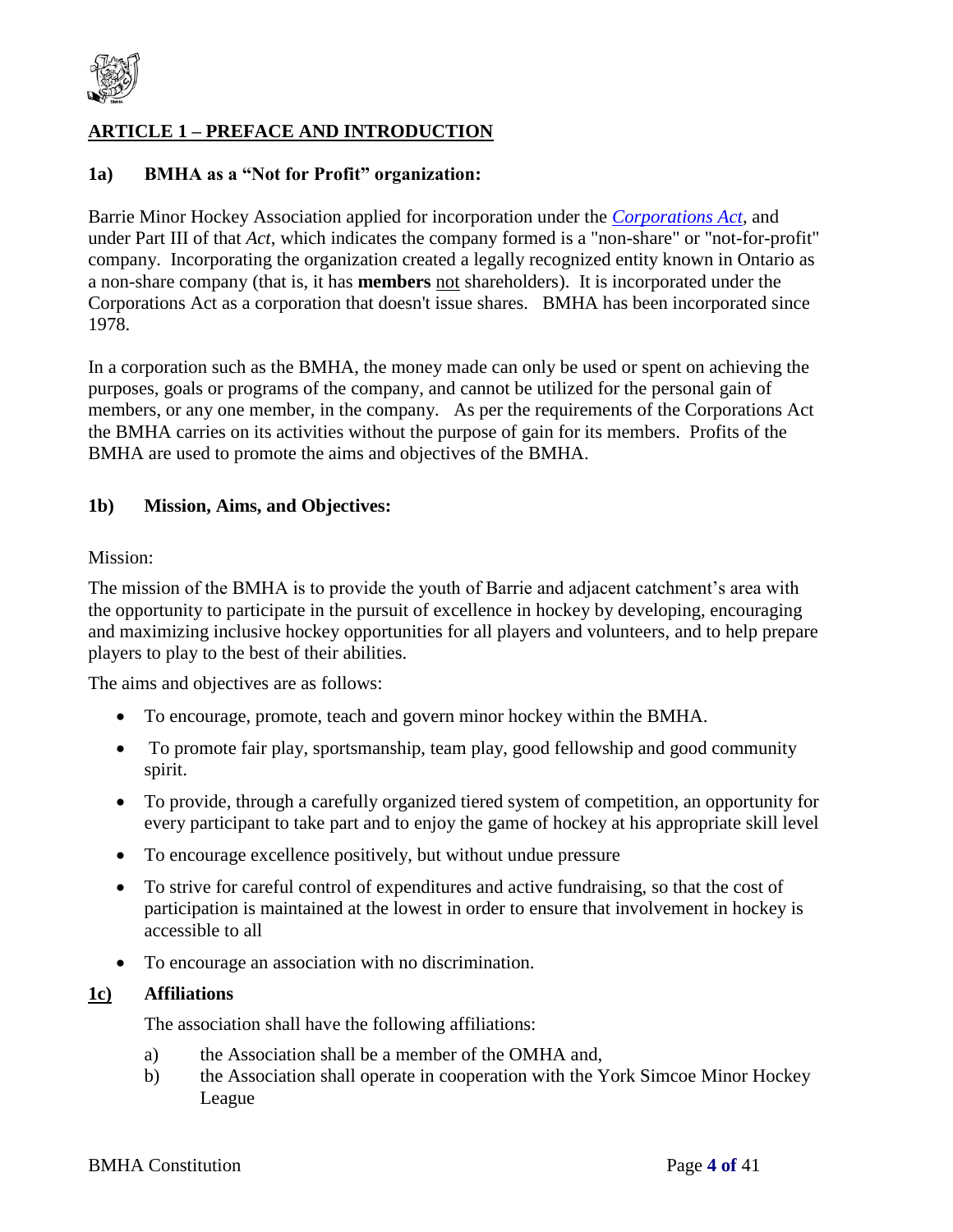## ARTICLE 1 – PREFACE AND INTRODUCTION

### 1a) BMHA as a "Not for Profit" organization:

Barrie Minor Hockey Association applied for incorporation under the *Corporations Act*, and under Part III of that *Act*, which indicates the company formed is a "non-share" or "not-for-profit" company. Incorporating the organization created a legally recognized entity known in Ontario as a non-share company (that is, it has **members** not shareholders). It is incorporated under the Corporations Act as a corporation that doesn't issue shares. BMHA has been incorporated since 1978.

In a corporation such as the BMHA, the money made can only be used or spent on achieving the purposes, goals or programs of the company, and cannot be utilized for the personal gain of members, or any one member, in the company. As per the requirements of the Corporations Act the BMHA carries on its activities without the purpose of gain for its members. Profits of the BMHA are used to promote the aims and objectives of the BMHA.

### 1b) Mission, Aims, and Objectives:

Mission:

The mission of the BMHA is to provide the youth of Barrie and adjacent catchment's area with the opportunity to participate in the pursuit of excellence in hockey by developing, encouraging and maximizing inclusive hockey opportunities for all players and volunteers, and to help prepare players to play to the best of their abilities.

The aims and objectives are as follows:

- To encourage, promote, teach and govern minor hockey within the BMHA.
- To promote fair play, sportsmanship, team play, good fellowship and good community spirit.
- To provide, through a carefully organized tiered system of competition, an opportunity for every participant to take part and to enjoy the game of hockey at his appropriate skill level
- To encourage excellence positively, but without undue pressure
- To strive for careful control of expenditures and active fundraising, so that the cost of participation is maintained at the lowest in order to ensure that involvement in hockey is accessible to all
- To encourage an association with no discrimination.

### 1c) Affiliations

The association shall have the following affiliations:

a) the Association shall be a member of the OMHA and,
b) the Association shall operate in cooperation with the York Simcoe Minor Hockey League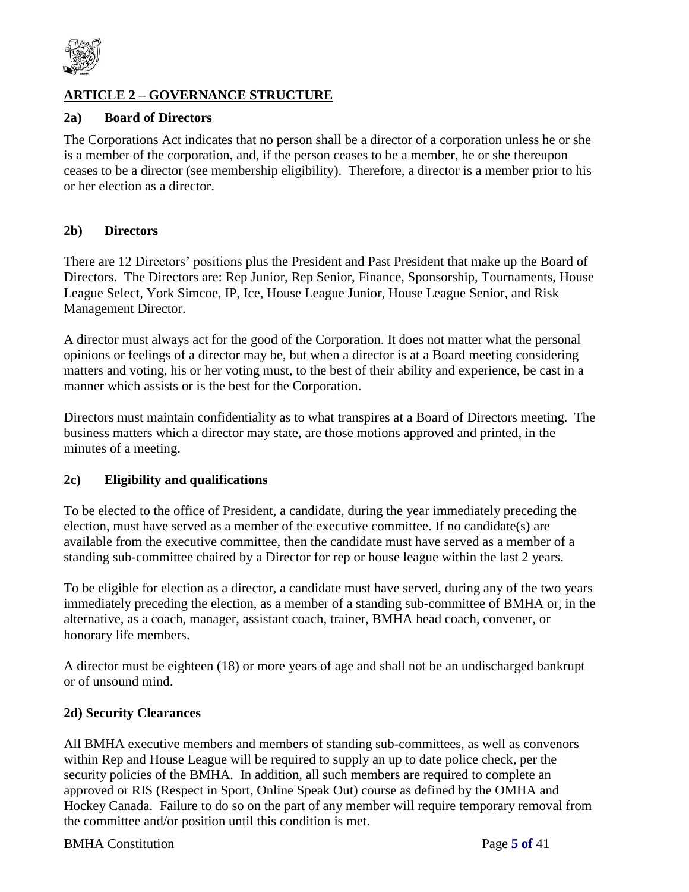## ARTICLE 2 – GOVERNANCE STRUCTURE

### 2a) Board of Directors

The Corporations Act indicates that no person shall be a director of a corporation unless he or she is a member of the corporation, and, if the person ceases to be a member, he or she thereupon ceases to be a director (see membership eligibility). Therefore, a director is a member prior to his or her election as a director.

### 2b) Directors

There are 12 Directors' positions plus the President and Past President that make up the Board of Directors. The Directors are: Rep Junior, Rep Senior, Finance, Sponsorship, Tournaments, House League Select, York Simcoe, IP, Ice, House League Junior, House League Senior, and Risk Management Director.

A director must always act for the good of the Corporation. It does not matter what the personal opinions or feelings of a director may be, but when a director is at a Board meeting considering matters and voting, his or her voting must, to the best of their ability and experience, be cast in a manner which assists or is the best for the Corporation.

Directors must maintain confidentiality as to what transpires at a Board of Directors meeting. The business matters which a director may state, are those motions approved and printed, in the minutes of a meeting.

### 2c) Eligibility and qualifications

To be elected to the office of President, a candidate, during the year immediately preceding the election, must have served as a member of the executive committee. If no candidate(s) are available from the executive committee, then the candidate must have served as a member of a standing sub-committee chaired by a Director for rep or house league within the last 2 years.

To be eligible for election as a director, a candidate must have served, during any of the two years immediately preceding the election, as a member of a standing sub-committee of BMHA or, in the alternative, as a coach, manager, assistant coach, trainer, BMHA head coach, convener, or honorary life members.

A director must be eighteen (18) or more years of age and shall not be an undischarged bankrupt or of unsound mind.

### 2d) Security Clearances

All BMHA executive members and members of standing sub-committees, as well as convenors within Rep and House League will be required to supply an up to date police check, per the security policies of the BMHA. In addition, all such members are required to complete an approved or RIS (Respect in Sport, Online Speak Out) course as defined by the OMHA and Hockey Canada. Failure to do so on the part of any member will require temporary removal from the committee and/or position until this condition is met.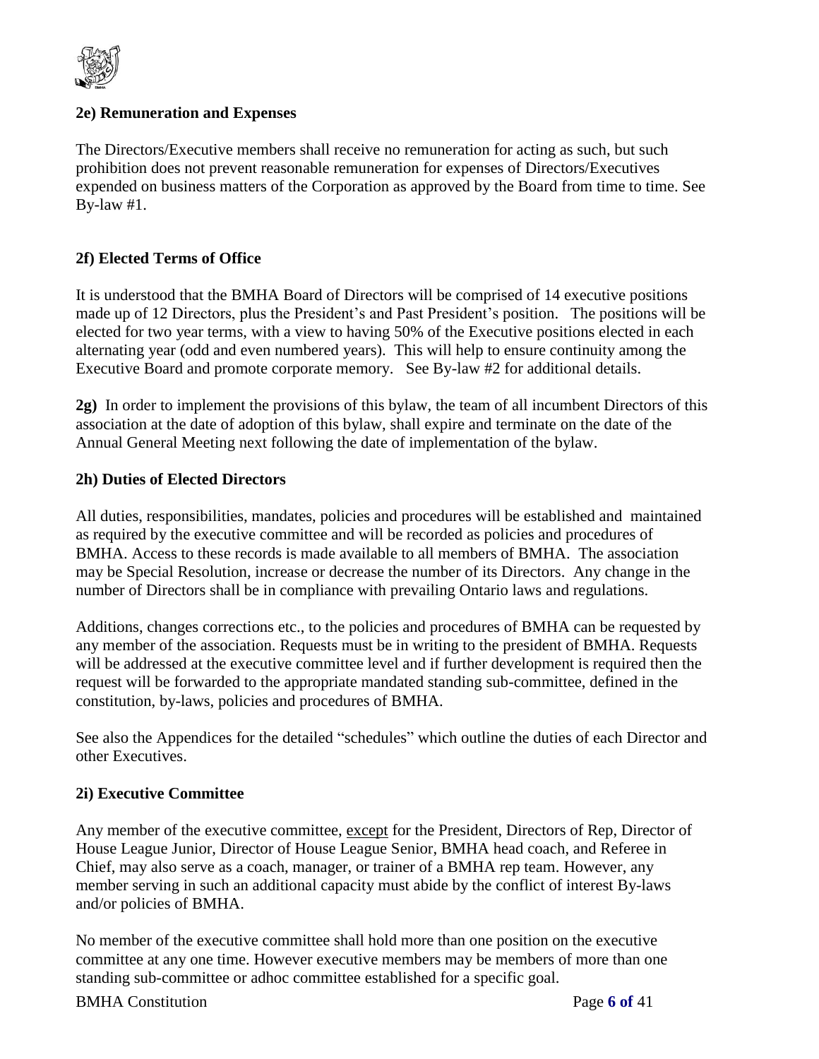## 2e) Remuneration and Expenses

The Directors/Executive members shall receive no remuneration for acting as such, but such prohibition does not prevent reasonable remuneration for expenses of Directors/Executives expended on business matters of the Corporation as approved by the Board from time to time. See By-law #1.

## 2f) Elected Terms of Office

It is understood that the BMHA Board of Directors will be comprised of 14 executive positions made up of 12 Directors, plus the President's and Past President's position. The positions will be elected for two year terms, with a view to having 50% of the Executive positions elected in each alternating year (odd and even numbered years). This will help to ensure continuity among the Executive Board and promote corporate memory. See By-law #2 for additional details.

**2g)** In order to implement the provisions of this bylaw, the team of all incumbent Directors of this association at the date of adoption of this bylaw, shall expire and terminate on the date of the Annual General Meeting next following the date of implementation of the bylaw.

## 2h) Duties of Elected Directors

All duties, responsibilities, mandates, policies and procedures will be established and maintained as required by the executive committee and will be recorded as policies and procedures of BMHA. Access to these records is made available to all members of BMHA. The association may be Special Resolution, increase or decrease the number of its Directors. Any change in the number of Directors shall be in compliance with prevailing Ontario laws and regulations.

Additions, changes corrections etc., to the policies and procedures of BMHA can be requested by any member of the association. Requests must be in writing to the president of BMHA. Requests will be addressed at the executive committee level and if further development is required then the request will be forwarded to the appropriate mandated standing sub-committee, defined in the constitution, by-laws, policies and procedures of BMHA.

See also the Appendices for the detailed "schedules" which outline the duties of each Director and other Executives.

## 2i) Executive Committee

Any member of the executive committee, except for the President, Directors of Rep, Director of House League Junior, Director of House League Senior, BMHA head coach, and Referee in Chief, may also serve as a coach, manager, or trainer of a BMHA rep team. However, any member serving in such an additional capacity must abide by the conflict of interest By-laws and/or policies of BMHA.

No member of the executive committee shall hold more than one position on the executive committee at any one time. However executive members may be members of more than one standing sub-committee or adhoc committee established for a specific goal.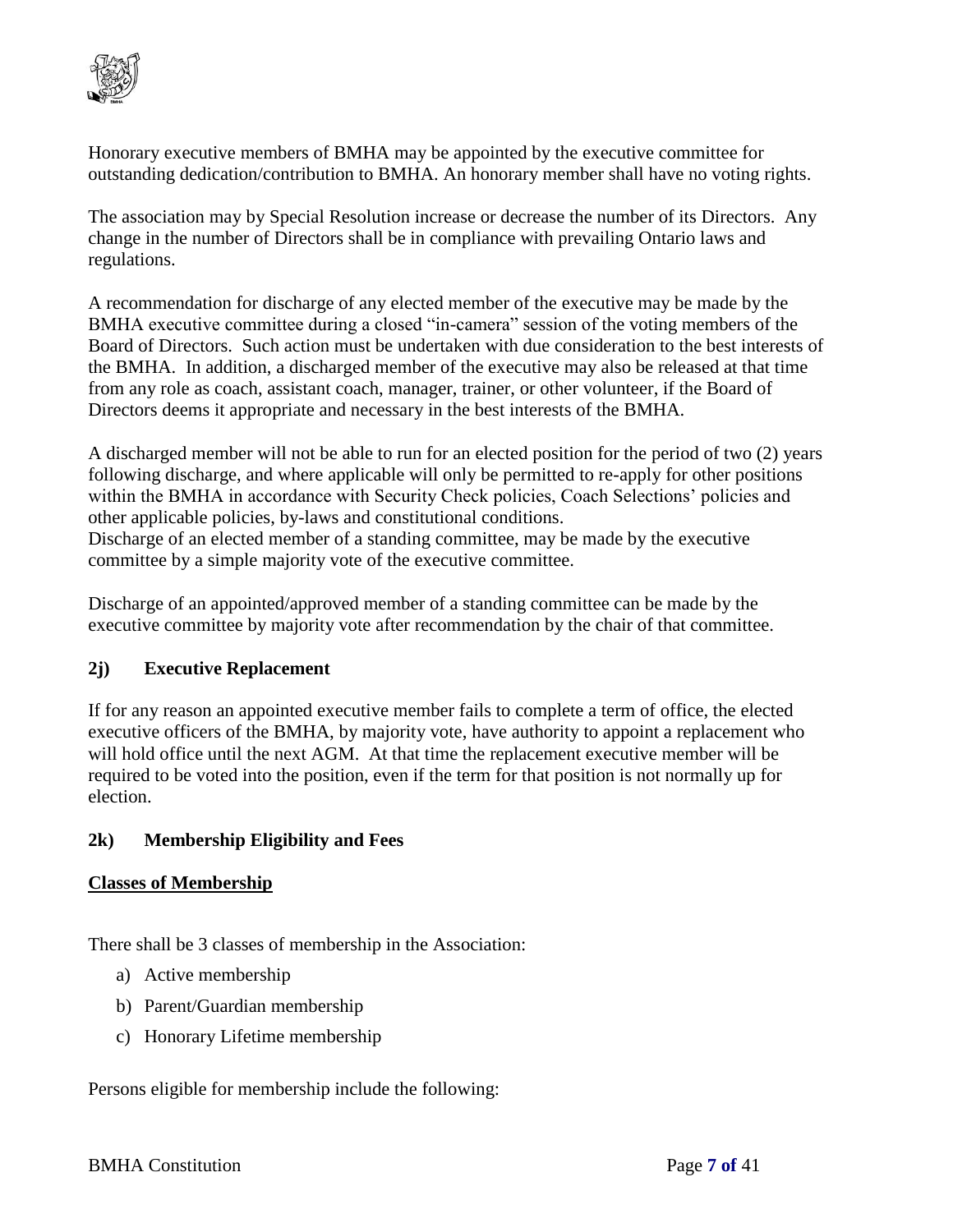Honorary executive members of BMHA may be appointed by the executive committee for outstanding dedication/contribution to BMHA. An honorary member shall have no voting rights.

The association may by Special Resolution increase or decrease the number of its Directors. Any change in the number of Directors shall be in compliance with prevailing Ontario laws and regulations.

A recommendation for discharge of any elected member of the executive may be made by the BMHA executive committee during a closed "in-camera" session of the voting members of the Board of Directors. Such action must be undertaken with due consideration to the best interests of the BMHA. In addition, a discharged member of the executive may also be released at that time from any role as coach, assistant coach, manager, trainer, or other volunteer, if the Board of Directors deems it appropriate and necessary in the best interests of the BMHA.

A discharged member will not be able to run for an elected position for the period of two (2) years following discharge, and where applicable will only be permitted to re-apply for other positions within the BMHA in accordance with Security Check policies, Coach Selections' policies and other applicable policies, by-laws and constitutional conditions.
Discharge of an elected member of a standing committee, may be made by the executive committee by a simple majority vote of the executive committee.

Discharge of an appointed/approved member of a standing committee can be made by the executive committee by majority vote after recommendation by the chair of that committee.

### 2j) Executive Replacement

If for any reason an appointed executive member fails to complete a term of office, the elected executive officers of the BMHA, by majority vote, have authority to appoint a replacement who will hold office until the next AGM. At that time the replacement executive member will be required to be voted into the position, even if the term for that position is not normally up for election.

### 2k) Membership Eligibility and Fees

**<u>Classes of Membership</u>**

There shall be 3 classes of membership in the Association:

a) Active membership
b) Parent/Guardian membership
c) Honorary Lifetime membership

Persons eligible for membership include the following: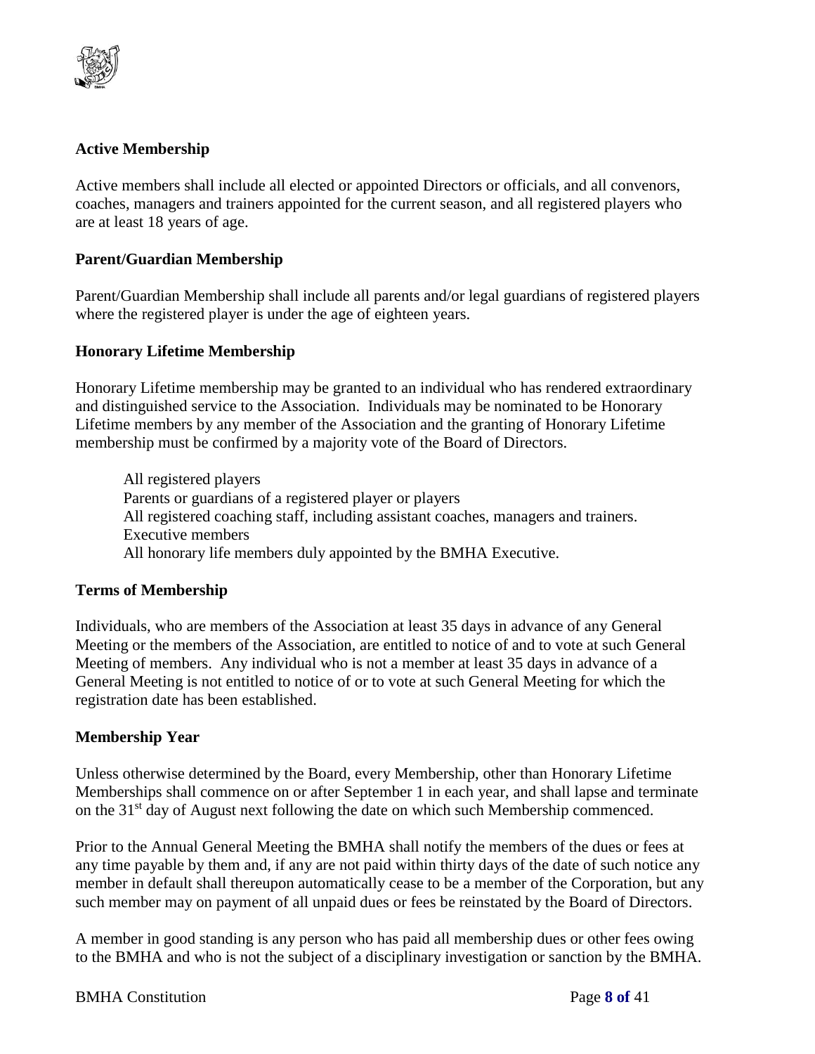**Active Membership**

Active members shall include all elected or appointed Directors or officials, and all convenors, coaches, managers and trainers appointed for the current season, and all registered players who are at least 18 years of age.

**Parent/Guardian Membership**

Parent/Guardian Membership shall include all parents and/or legal guardians of registered players where the registered player is under the age of eighteen years.

**Honorary Lifetime Membership**

Honorary Lifetime membership may be granted to an individual who has rendered extraordinary and distinguished service to the Association. Individuals may be nominated to be Honorary Lifetime members by any member of the Association and the granting of Honorary Lifetime membership must be confirmed by a majority vote of the Board of Directors.

All registered players
Parents or guardians of a registered player or players
All registered coaching staff, including assistant coaches, managers and trainers.
Executive members
All honorary life members duly appointed by the BMHA Executive.

**Terms of Membership**

Individuals, who are members of the Association at least 35 days in advance of any General Meeting or the members of the Association, are entitled to notice of and to vote at such General Meeting of members. Any individual who is not a member at least 35 days in advance of a General Meeting is not entitled to notice of or to vote at such General Meeting for which the registration date has been established.

**Membership Year**

Unless otherwise determined by the Board, every Membership, other than Honorary Lifetime Memberships shall commence on or after September 1 in each year, and shall lapse and terminate on the 31st day of August next following the date on which such Membership commenced.

Prior to the Annual General Meeting the BMHA shall notify the members of the dues or fees at any time payable by them and, if any are not paid within thirty days of the date of such notice any member in default shall thereupon automatically cease to be a member of the Corporation, but any such member may on payment of all unpaid dues or fees be reinstated by the Board of Directors.

A member in good standing is any person who has paid all membership dues or other fees owing to the BMHA and who is not the subject of a disciplinary investigation or sanction by the BMHA.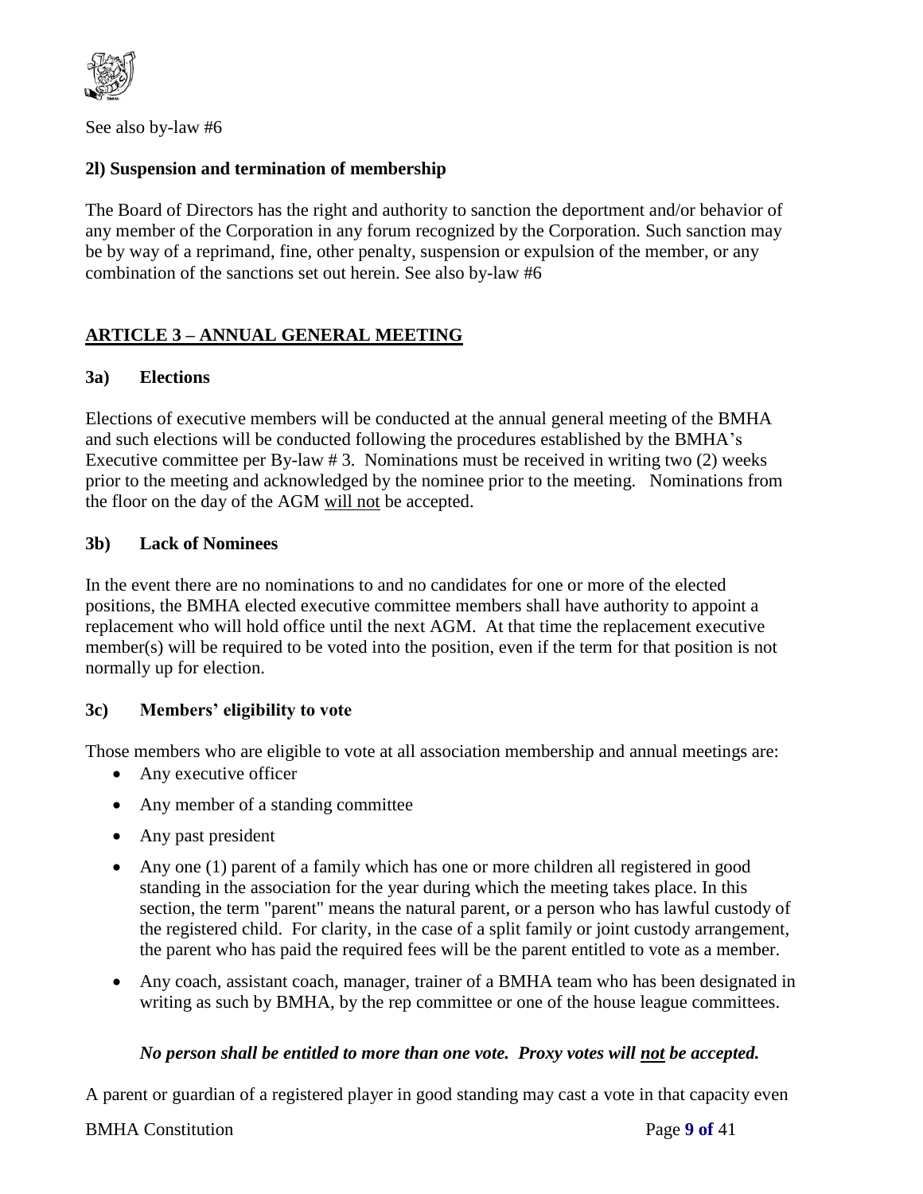See also by-law #6

**2l) Suspension and termination of membership**

The Board of Directors has the right and authority to sanction the deportment and/or behavior of any member of the Corporation in any forum recognized by the Corporation. Such sanction may be by way of a reprimand, fine, other penalty, suspension or expulsion of the member, or any combination of the sanctions set out herein. See also by-law #6

## ARTICLE 3 – ANNUAL GENERAL MEETING

**3a) Elections**

Elections of executive members will be conducted at the annual general meeting of the BMHA and such elections will be conducted following the procedures established by the BMHA's Executive committee per By-law # 3. Nominations must be received in writing two (2) weeks prior to the meeting and acknowledged by the nominee prior to the meeting. Nominations from the floor on the day of the AGM will not be accepted.

**3b) Lack of Nominees**

In the event there are no nominations to and no candidates for one or more of the elected positions, the BMHA elected executive committee members shall have authority to appoint a replacement who will hold office until the next AGM. At that time the replacement executive member(s) will be required to be voted into the position, even if the term for that position is not normally up for election.

**3c) Members' eligibility to vote**

Those members who are eligible to vote at all association membership and annual meetings are:

- Any executive officer
- Any member of a standing committee
- Any past president
- Any one (1) parent of a family which has one or more children all registered in good standing in the association for the year during which the meeting takes place. In this section, the term "parent" means the natural parent, or a person who has lawful custody of the registered child. For clarity, in the case of a split family or joint custody arrangement, the parent who has paid the required fees will be the parent entitled to vote as a member.
- Any coach, assistant coach, manager, trainer of a BMHA team who has been designated in writing as such by BMHA, by the rep committee or one of the house league committees.

***No person shall be entitled to more than one vote. Proxy votes will not be accepted.***

A parent or guardian of a registered player in good standing may cast a vote in that capacity even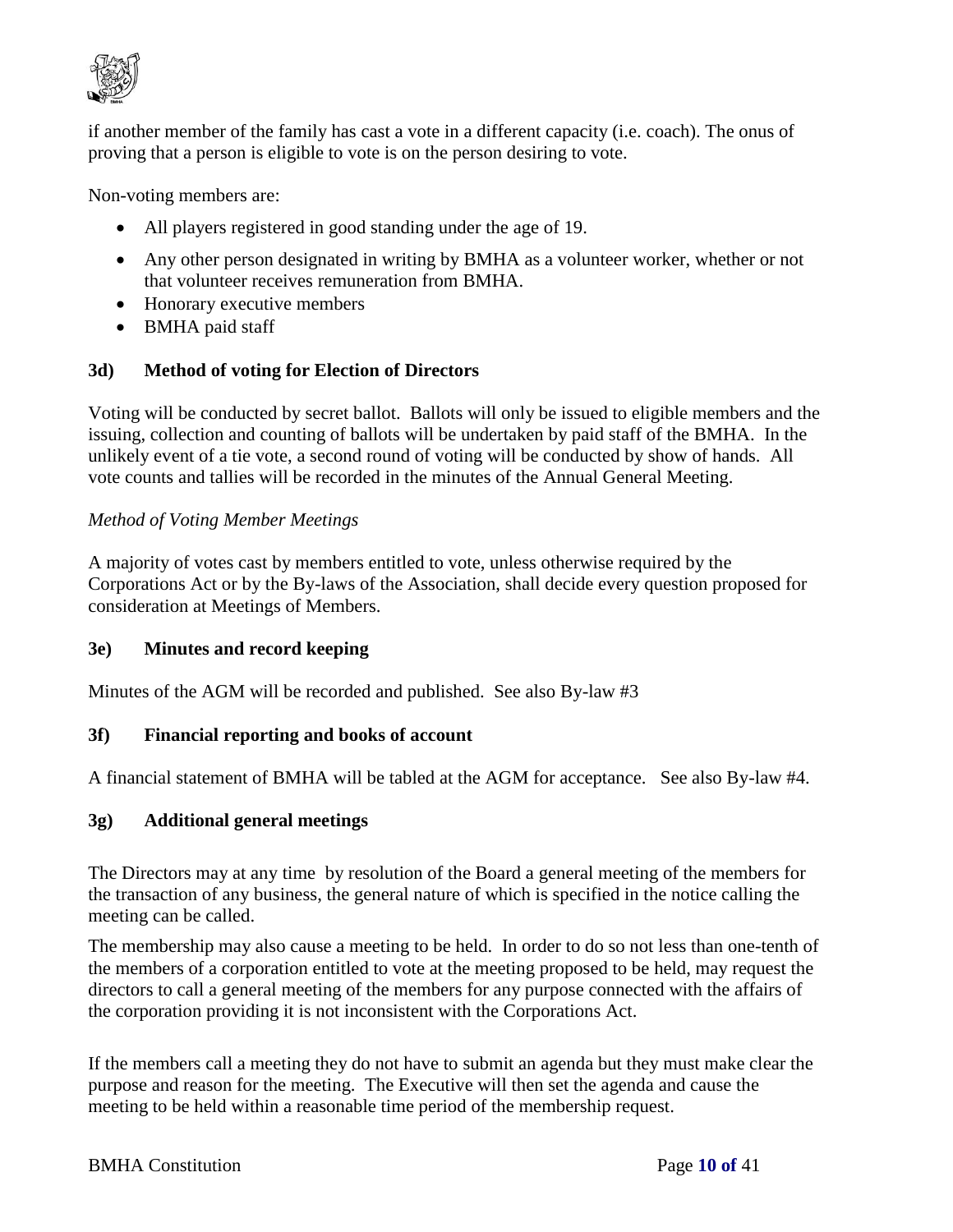if another member of the family has cast a vote in a different capacity (i.e. coach). The onus of proving that a person is eligible to vote is on the person desiring to vote.

Non-voting members are:

- All players registered in good standing under the age of 19.
- Any other person designated in writing by BMHA as a volunteer worker, whether or not that volunteer receives remuneration from BMHA.
- Honorary executive members
- BMHA paid staff

### 3d) Method of voting for Election of Directors

Voting will be conducted by secret ballot. Ballots will only be issued to eligible members and the issuing, collection and counting of ballots will be undertaken by paid staff of the BMHA. In the unlikely event of a tie vote, a second round of voting will be conducted by show of hands. All vote counts and tallies will be recorded in the minutes of the Annual General Meeting.

*Method of Voting Member Meetings*

A majority of votes cast by members entitled to vote, unless otherwise required by the Corporations Act or by the By-laws of the Association, shall decide every question proposed for consideration at Meetings of Members.

### 3e) Minutes and record keeping

Minutes of the AGM will be recorded and published. See also By-law #3

### 3f) Financial reporting and books of account

A financial statement of BMHA will be tabled at the AGM for acceptance. See also By-law #4.

### 3g) Additional general meetings

The Directors may at any time by resolution of the Board a general meeting of the members for the transaction of any business, the general nature of which is specified in the notice calling the meeting can be called.

The membership may also cause a meeting to be held. In order to do so not less than one-tenth of the members of a corporation entitled to vote at the meeting proposed to be held, may request the directors to call a general meeting of the members for any purpose connected with the affairs of the corporation providing it is not inconsistent with the Corporations Act.

If the members call a meeting they do not have to submit an agenda but they must make clear the purpose and reason for the meeting. The Executive will then set the agenda and cause the meeting to be held within a reasonable time period of the membership request.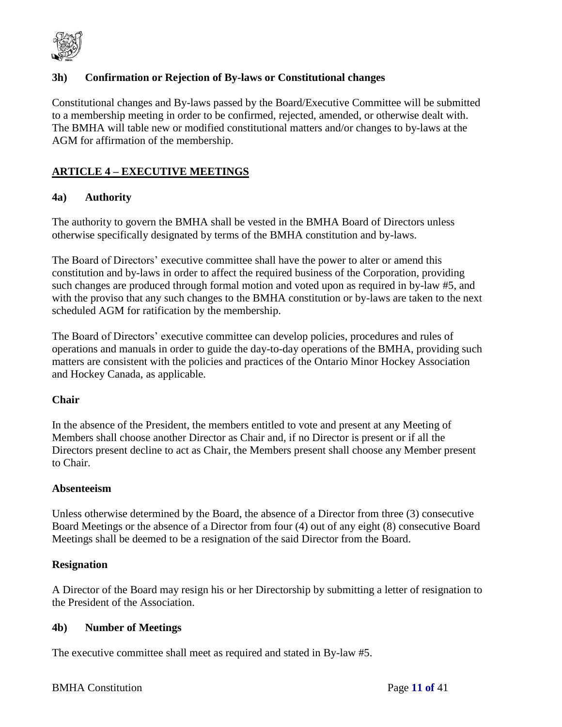### 3h) Confirmation or Rejection of By-laws or Constitutional changes

Constitutional changes and By-laws passed by the Board/Executive Committee will be submitted to a membership meeting in order to be confirmed, rejected, amended, or otherwise dealt with. The BMHA will table new or modified constitutional matters and/or changes to by-laws at the AGM for affirmation of the membership.

## ARTICLE 4 – EXECUTIVE MEETINGS

### 4a) Authority

The authority to govern the BMHA shall be vested in the BMHA Board of Directors unless otherwise specifically designated by terms of the BMHA constitution and by-laws.

The Board of Directors' executive committee shall have the power to alter or amend this constitution and by-laws in order to affect the required business of the Corporation, providing such changes are produced through formal motion and voted upon as required in by-law #5, and with the proviso that any such changes to the BMHA constitution or by-laws are taken to the next scheduled AGM for ratification by the membership.

The Board of Directors' executive committee can develop policies, procedures and rules of operations and manuals in order to guide the day-to-day operations of the BMHA, providing such matters are consistent with the policies and practices of the Ontario Minor Hockey Association and Hockey Canada, as applicable.

**Chair**

In the absence of the President, the members entitled to vote and present at any Meeting of Members shall choose another Director as Chair and, if no Director is present or if all the Directors present decline to act as Chair, the Members present shall choose any Member present to Chair.

**Absenteeism**

Unless otherwise determined by the Board, the absence of a Director from three (3) consecutive Board Meetings or the absence of a Director from four (4) out of any eight (8) consecutive Board Meetings shall be deemed to be a resignation of the said Director from the Board.

**Resignation**

A Director of the Board may resign his or her Directorship by submitting a letter of resignation to the President of the Association.

### 4b) Number of Meetings

The executive committee shall meet as required and stated in By-law #5.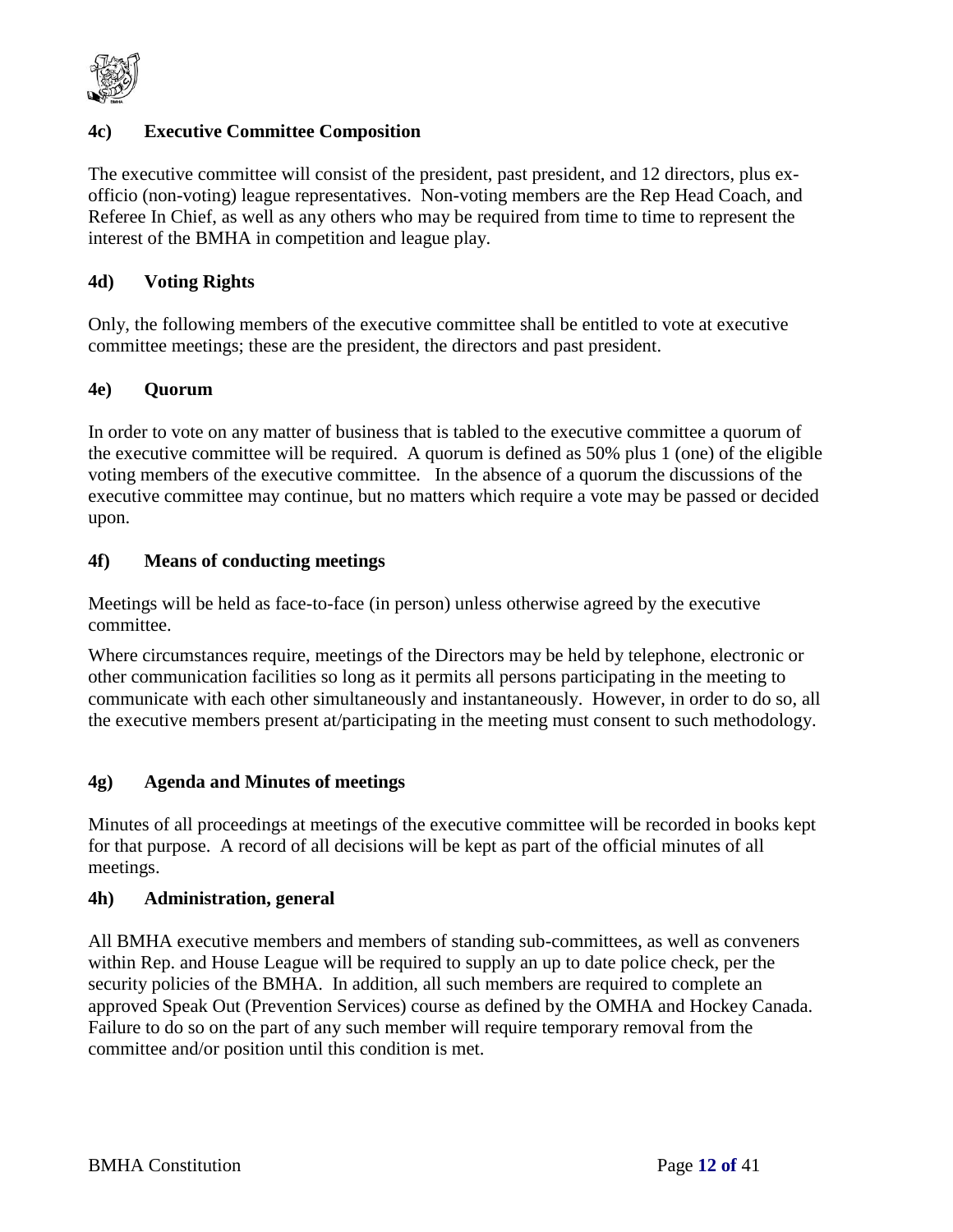### 4c) Executive Committee Composition

The executive committee will consist of the president, past president, and 12 directors, plus ex-officio (non-voting) league representatives. Non-voting members are the Rep Head Coach, and Referee In Chief, as well as any others who may be required from time to time to represent the interest of the BMHA in competition and league play.

### 4d) Voting Rights

Only, the following members of the executive committee shall be entitled to vote at executive committee meetings; these are the president, the directors and past president.

### 4e) Quorum

In order to vote on any matter of business that is tabled to the executive committee a quorum of the executive committee will be required. A quorum is defined as 50% plus 1 (one) of the eligible voting members of the executive committee. In the absence of a quorum the discussions of the executive committee may continue, but no matters which require a vote may be passed or decided upon.

### 4f) Means of conducting meetings

Meetings will be held as face-to-face (in person) unless otherwise agreed by the executive committee.

Where circumstances require, meetings of the Directors may be held by telephone, electronic or other communication facilities so long as it permits all persons participating in the meeting to communicate with each other simultaneously and instantaneously. However, in order to do so, all the executive members present at/participating in the meeting must consent to such methodology.

### 4g) Agenda and Minutes of meetings

Minutes of all proceedings at meetings of the executive committee will be recorded in books kept for that purpose. A record of all decisions will be kept as part of the official minutes of all meetings.

### 4h) Administration, general

All BMHA executive members and members of standing sub-committees, as well as conveners within Rep. and House League will be required to supply an up to date police check, per the security policies of the BMHA. In addition, all such members are required to complete an approved Speak Out (Prevention Services) course as defined by the OMHA and Hockey Canada. Failure to do so on the part of any such member will require temporary removal from the committee and/or position until this condition is met.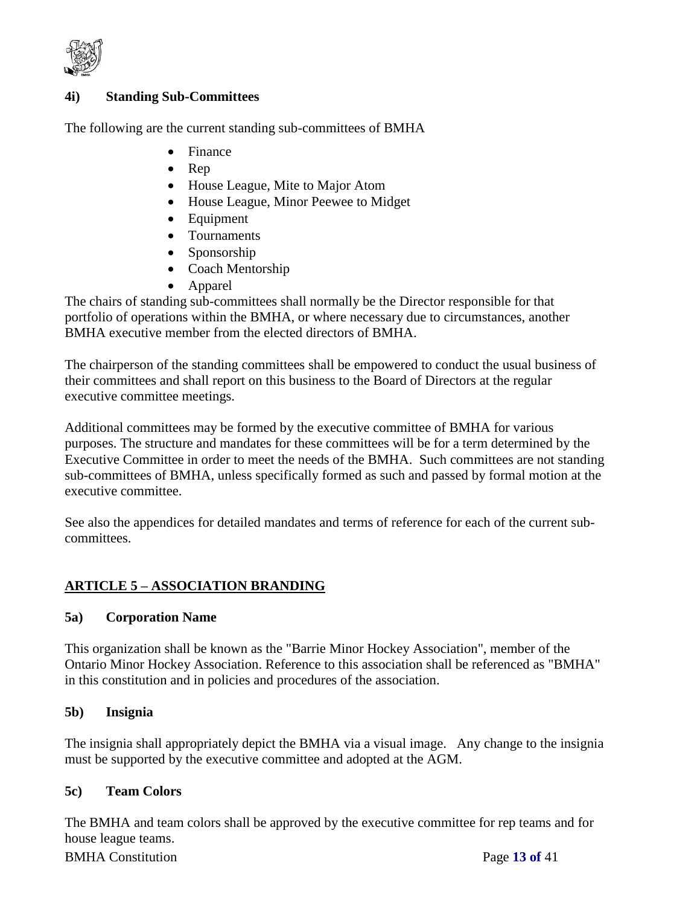### 4i) Standing Sub-Committees

The following are the current standing sub-committees of BMHA

- Finance
- Rep
- House League, Mite to Major Atom
- House League, Minor Peewee to Midget
- Equipment
- Tournaments
- Sponsorship
- Coach Mentorship
- Apparel

The chairs of standing sub-committees shall normally be the Director responsible for that portfolio of operations within the BMHA, or where necessary due to circumstances, another BMHA executive member from the elected directors of BMHA.

The chairperson of the standing committees shall be empowered to conduct the usual business of their committees and shall report on this business to the Board of Directors at the regular executive committee meetings.

Additional committees may be formed by the executive committee of BMHA for various purposes. The structure and mandates for these committees will be for a term determined by the Executive Committee in order to meet the needs of the BMHA. Such committees are not standing sub-committees of BMHA, unless specifically formed as such and passed by formal motion at the executive committee.

See also the appendices for detailed mandates and terms of reference for each of the current sub-committees.

## ARTICLE 5 – ASSOCIATION BRANDING

### 5a) Corporation Name

This organization shall be known as the "Barrie Minor Hockey Association", member of the Ontario Minor Hockey Association. Reference to this association shall be referenced as "BMHA" in this constitution and in policies and procedures of the association.

### 5b) Insignia

The insignia shall appropriately depict the BMHA via a visual image. Any change to the insignia must be supported by the executive committee and adopted at the AGM.

### 5c) Team Colors

The BMHA and team colors shall be approved by the executive committee for rep teams and for house league teams.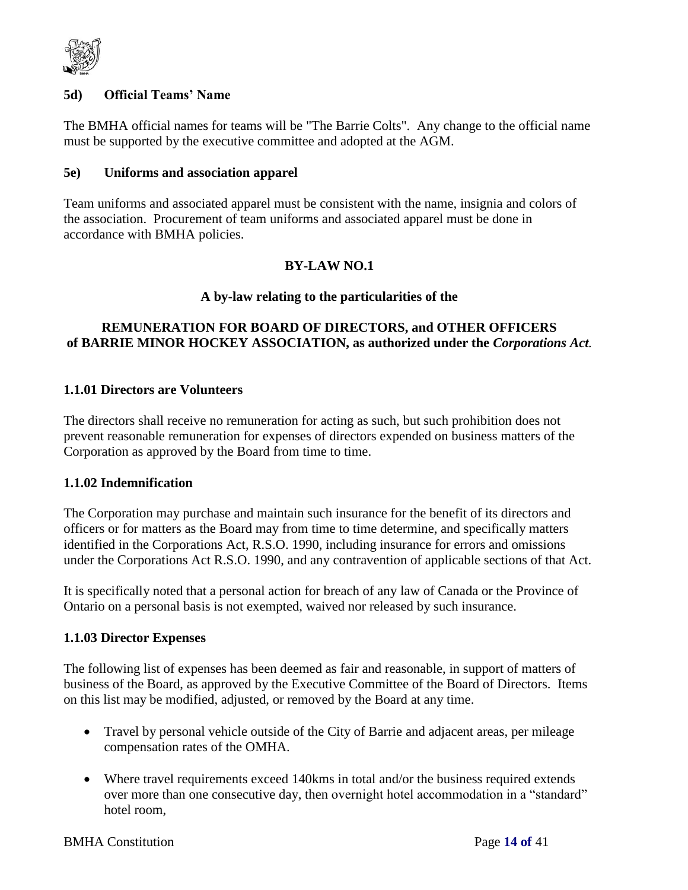### 5d) Official Teams' Name

The BMHA official names for teams will be "The Barrie Colts". Any change to the official name must be supported by the executive committee and adopted at the AGM.

### 5e) Uniforms and association apparel

Team uniforms and associated apparel must be consistent with the name, insignia and colors of the association. Procurement of team uniforms and associated apparel must be done in accordance with BMHA policies.

## BY-LAW NO.1

**A by-law relating to the particularities of the**

**REMUNERATION FOR BOARD OF DIRECTORS, and OTHER OFFICERS of BARRIE MINOR HOCKEY ASSOCIATION, as authorized under the *Corporations Act*.**

### 1.1.01 Directors are Volunteers

The directors shall receive no remuneration for acting as such, but such prohibition does not prevent reasonable remuneration for expenses of directors expended on business matters of the Corporation as approved by the Board from time to time.

### 1.1.02 Indemnification

The Corporation may purchase and maintain such insurance for the benefit of its directors and officers or for matters as the Board may from time to time determine, and specifically matters identified in the Corporations Act, R.S.O. 1990, including insurance for errors and omissions under the Corporations Act R.S.O. 1990, and any contravention of applicable sections of that Act.

It is specifically noted that a personal action for breach of any law of Canada or the Province of Ontario on a personal basis is not exempted, waived nor released by such insurance.

### 1.1.03 Director Expenses

The following list of expenses has been deemed as fair and reasonable, in support of matters of business of the Board, as approved by the Executive Committee of the Board of Directors. Items on this list may be modified, adjusted, or removed by the Board at any time.

- Travel by personal vehicle outside of the City of Barrie and adjacent areas, per mileage compensation rates of the OMHA.
- Where travel requirements exceed 140kms in total and/or the business required extends over more than one consecutive day, then overnight hotel accommodation in a "standard" hotel room,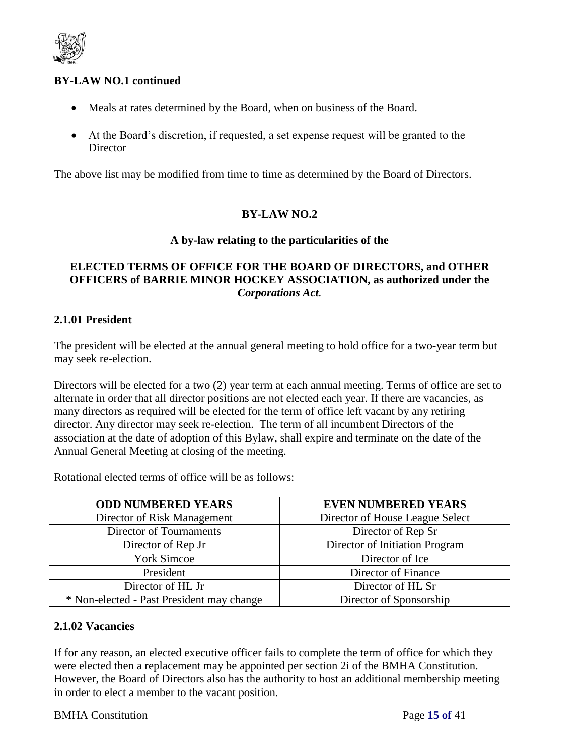**BY-LAW NO.1 continued**

- Meals at rates determined by the Board, when on business of the Board.
- At the Board's discretion, if requested, a set expense request will be granted to the Director

The above list may be modified from time to time as determined by the Board of Directors.

## BY-LAW NO.2

### A by-law relating to the particularities of the

### ELECTED TERMS OF OFFICE FOR THE BOARD OF DIRECTORS, and OTHER OFFICERS of BARRIE MINOR HOCKEY ASSOCIATION, as authorized under the *Corporations Act.*

**2.1.01 President**

The president will be elected at the annual general meeting to hold office for a two-year term but may seek re-election.

Directors will be elected for a two (2) year term at each annual meeting. Terms of office are set to alternate in order that all director positions are not elected each year. If there are vacancies, as many directors as required will be elected for the term of office left vacant by any retiring director. Any director may seek re-election. The term of all incumbent Directors of the association at the date of adoption of this Bylaw, shall expire and terminate on the date of the Annual General Meeting at closing of the meeting.

Rotational elected terms of office will be as follows:

| ODD NUMBERED YEARS | EVEN NUMBERED YEARS |
|---|---|
| Director of Risk Management | Director of House League Select |
| Director of Tournaments | Director of Rep Sr |
| Director of Rep Jr | Director of Initiation Program |
| York Simcoe | Director of Ice |
| President | Director of Finance |
| Director of HL Jr | Director of HL Sr |
| * Non-elected - Past President may change | Director of Sponsorship |

**2.1.02 Vacancies**

If for any reason, an elected executive officer fails to complete the term of office for which they were elected then a replacement may be appointed per section 2i of the BMHA Constitution. However, the Board of Directors also has the authority to host an additional membership meeting in order to elect a member to the vacant position.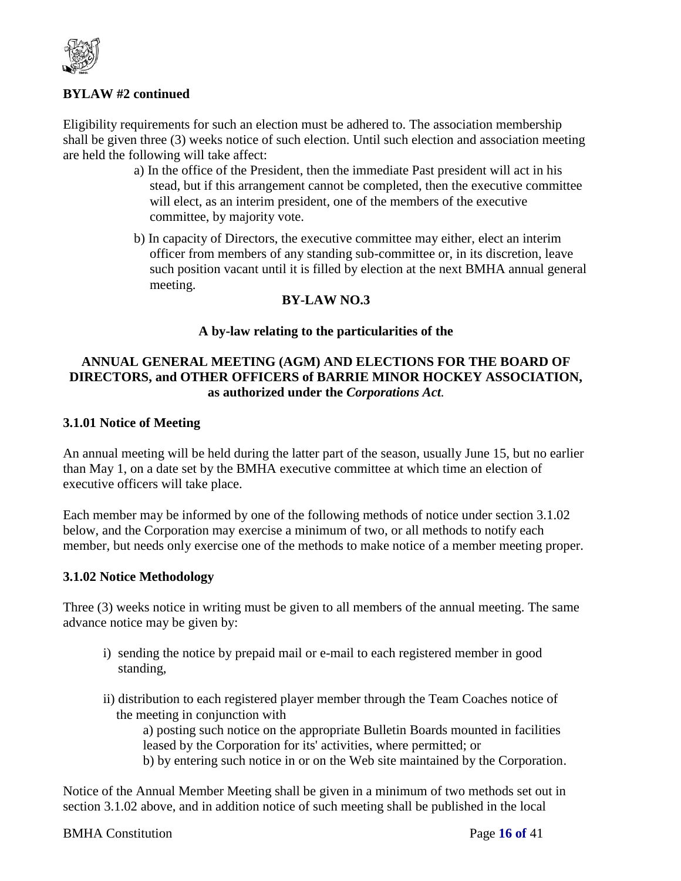**BYLAW #2 continued**

Eligibility requirements for such an election must be adhered to. The association membership shall be given three (3) weeks notice of such election. Until such election and association meeting are held the following will take affect:

a) In the office of the President, then the immediate Past president will act in his stead, but if this arrangement cannot be completed, then the executive committee will elect, as an interim president, one of the members of the executive committee, by majority vote.

b) In capacity of Directors, the executive committee may either, elect an interim officer from members of any standing sub-committee or, in its discretion, leave such position vacant until it is filled by election at the next BMHA annual general meeting.

## BY-LAW NO.3

**A by-law relating to the particularities of the**

**ANNUAL GENERAL MEETING (AGM) AND ELECTIONS FOR THE BOARD OF DIRECTORS, and OTHER OFFICERS of BARRIE MINOR HOCKEY ASSOCIATION, as authorized under the *Corporations Act*.**

### 3.1.01 Notice of Meeting

An annual meeting will be held during the latter part of the season, usually June 15, but no earlier than May 1, on a date set by the BMHA executive committee at which time an election of executive officers will take place.

Each member may be informed by one of the following methods of notice under section 3.1.02 below, and the Corporation may exercise a minimum of two, or all methods to notify each member, but needs only exercise one of the methods to make notice of a member meeting proper.

### 3.1.02 Notice Methodology

Three (3) weeks notice in writing must be given to all members of the annual meeting. The same advance notice may be given by:

i) sending the notice by prepaid mail or e-mail to each registered member in good standing,

ii) distribution to each registered player member through the Team Coaches notice of the meeting in conjunction with

a) posting such notice on the appropriate Bulletin Boards mounted in facilities leased by the Corporation for its' activities, where permitted; or

b) by entering such notice in or on the Web site maintained by the Corporation.

Notice of the Annual Member Meeting shall be given in a minimum of two methods set out in section 3.1.02 above, and in addition notice of such meeting shall be published in the local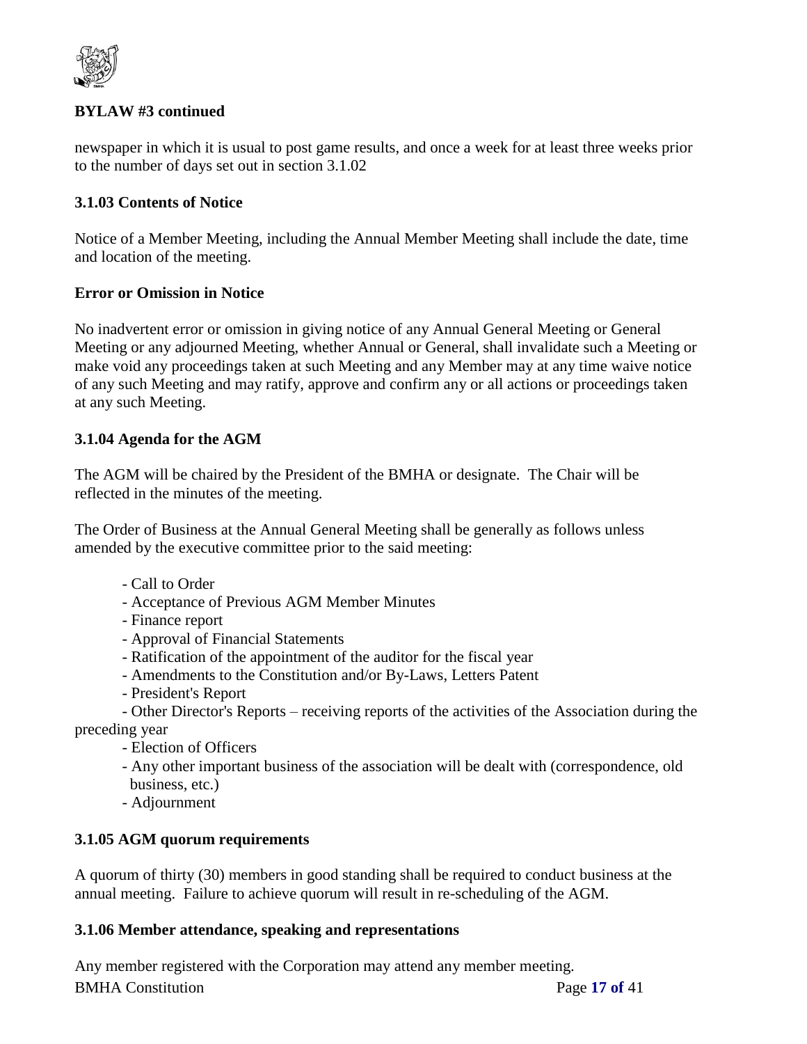**BYLAW #3 continued**

newspaper in which it is usual to post game results, and once a week for at least three weeks prior to the number of days set out in section 3.1.02

### 3.1.03 Contents of Notice

Notice of a Member Meeting, including the Annual Member Meeting shall include the date, time and location of the meeting.

### Error or Omission in Notice

No inadvertent error or omission in giving notice of any Annual General Meeting or General Meeting or any adjourned Meeting, whether Annual or General, shall invalidate such a Meeting or make void any proceedings taken at such Meeting and any Member may at any time waive notice of any such Meeting and may ratify, approve and confirm any or all actions or proceedings taken at any such Meeting.

### 3.1.04 Agenda for the AGM

The AGM will be chaired by the President of the BMHA or designate. The Chair will be reflected in the minutes of the meeting.

The Order of Business at the Annual General Meeting shall be generally as follows unless amended by the executive committee prior to the said meeting:

- Call to Order
- Acceptance of Previous AGM Member Minutes
- Finance report
- Approval of Financial Statements
- Ratification of the appointment of the auditor for the fiscal year
- Amendments to the Constitution and/or By-Laws, Letters Patent
- President's Report
- Other Director's Reports – receiving reports of the activities of the Association during the preceding year
- Election of Officers
- Any other important business of the association will be dealt with (correspondence, old business, etc.)
- Adjournment

### 3.1.05 AGM quorum requirements

A quorum of thirty (30) members in good standing shall be required to conduct business at the annual meeting. Failure to achieve quorum will result in re-scheduling of the AGM.

### 3.1.06 Member attendance, speaking and representations

Any member registered with the Corporation may attend any member meeting.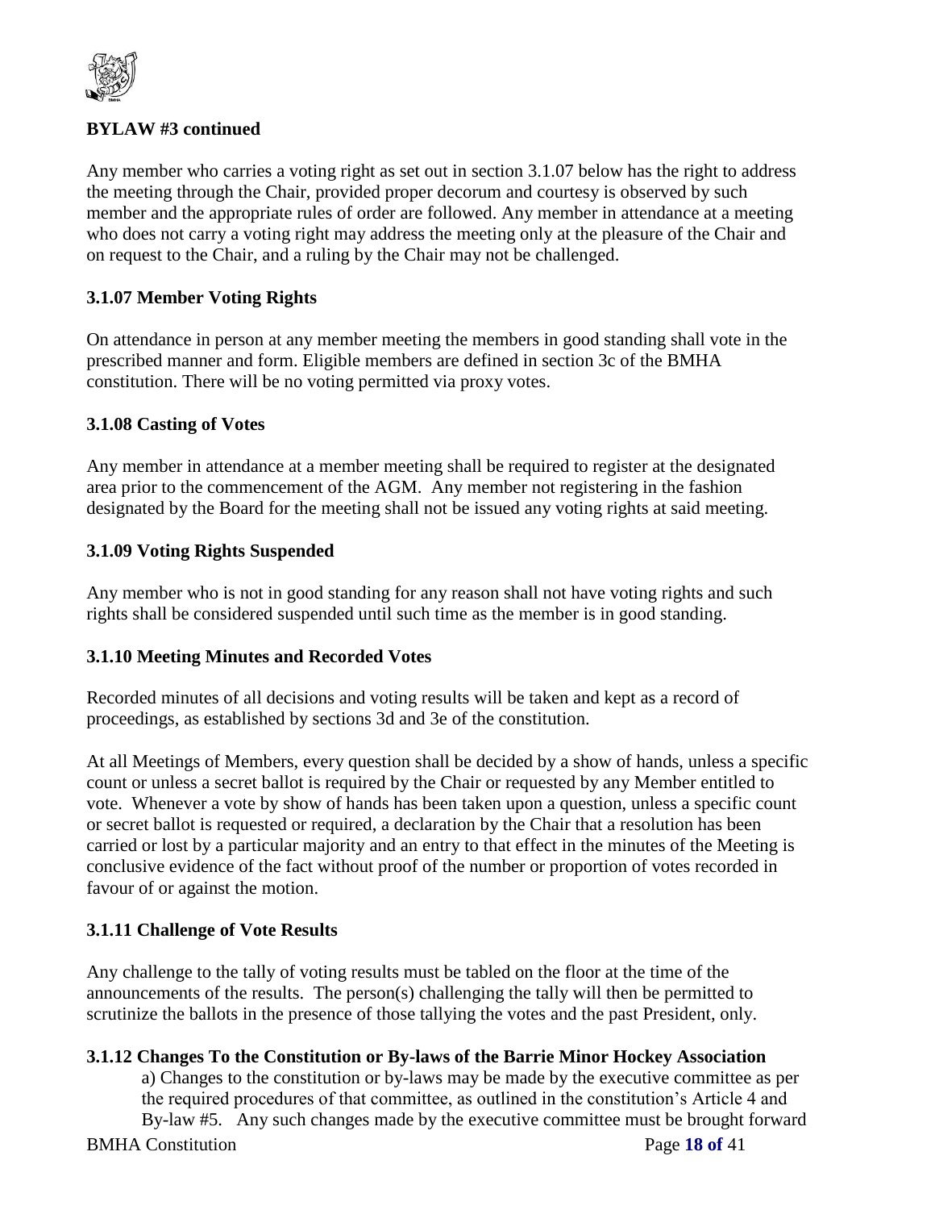**BYLAW #3 continued**

Any member who carries a voting right as set out in section 3.1.07 below has the right to address the meeting through the Chair, provided proper decorum and courtesy is observed by such member and the appropriate rules of order are followed. Any member in attendance at a meeting who does not carry a voting right may address the meeting only at the pleasure of the Chair and on request to the Chair, and a ruling by the Chair may not be challenged.

### 3.1.07 Member Voting Rights

On attendance in person at any member meeting the members in good standing shall vote in the prescribed manner and form. Eligible members are defined in section 3c of the BMHA constitution. There will be no voting permitted via proxy votes.

### 3.1.08 Casting of Votes

Any member in attendance at a member meeting shall be required to register at the designated area prior to the commencement of the AGM. Any member not registering in the fashion designated by the Board for the meeting shall not be issued any voting rights at said meeting.

### 3.1.09 Voting Rights Suspended

Any member who is not in good standing for any reason shall not have voting rights and such rights shall be considered suspended until such time as the member is in good standing.

### 3.1.10 Meeting Minutes and Recorded Votes

Recorded minutes of all decisions and voting results will be taken and kept as a record of proceedings, as established by sections 3d and 3e of the constitution.

At all Meetings of Members, every question shall be decided by a show of hands, unless a specific count or unless a secret ballot is required by the Chair or requested by any Member entitled to vote. Whenever a vote by show of hands has been taken upon a question, unless a specific count or secret ballot is requested or required, a declaration by the Chair that a resolution has been carried or lost by a particular majority and an entry to that effect in the minutes of the Meeting is conclusive evidence of the fact without proof of the number or proportion of votes recorded in favour of or against the motion.

### 3.1.11 Challenge of Vote Results

Any challenge to the tally of voting results must be tabled on the floor at the time of the announcements of the results. The person(s) challenging the tally will then be permitted to scrutinize the ballots in the presence of those tallying the votes and the past President, only.

### 3.1.12 Changes To the Constitution or By-laws of the Barrie Minor Hockey Association

a) Changes to the constitution or by-laws may be made by the executive committee as per the required procedures of that committee, as outlined in the constitution's Article 4 and By-law #5. Any such changes made by the executive committee must be brought forward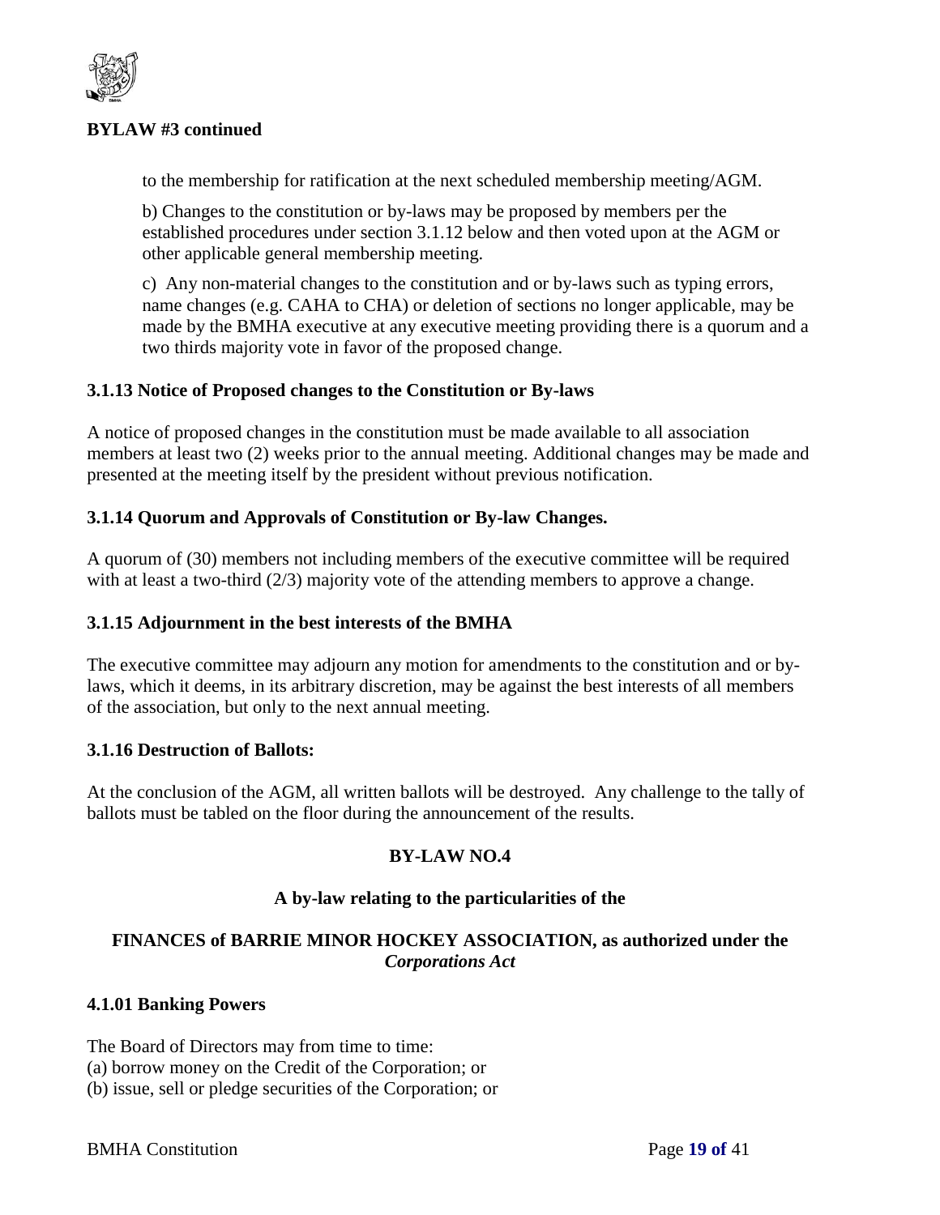**BYLAW #3 continued**

to the membership for ratification at the next scheduled membership meeting/AGM.

b) Changes to the constitution or by-laws may be proposed by members per the established procedures under section 3.1.12 below and then voted upon at the AGM or other applicable general membership meeting.

c) Any non-material changes to the constitution and or by-laws such as typing errors, name changes (e.g. CAHA to CHA) or deletion of sections no longer applicable, may be made by the BMHA executive at any executive meeting providing there is a quorum and a two thirds majority vote in favor of the proposed change.

### 3.1.13 Notice of Proposed changes to the Constitution or By-laws

A notice of proposed changes in the constitution must be made available to all association members at least two (2) weeks prior to the annual meeting. Additional changes may be made and presented at the meeting itself by the president without previous notification.

### 3.1.14 Quorum and Approvals of Constitution or By-law Changes.

A quorum of (30) members not including members of the executive committee will be required with at least a two-third (2/3) majority vote of the attending members to approve a change.

### 3.1.15 Adjournment in the best interests of the BMHA

The executive committee may adjourn any motion for amendments to the constitution and or by-laws, which it deems, in its arbitrary discretion, may be against the best interests of all members of the association, but only to the next annual meeting.

### 3.1.16 Destruction of Ballots:

At the conclusion of the AGM, all written ballots will be destroyed. Any challenge to the tally of ballots must be tabled on the floor during the announcement of the results.

## BY-LAW NO.4

### A by-law relating to the particularities of the

### FINANCES of BARRIE MINOR HOCKEY ASSOCIATION, as authorized under the *Corporations Act*

### 4.1.01 Banking Powers

The Board of Directors may from time to time:
(a) borrow money on the Credit of the Corporation; or
(b) issue, sell or pledge securities of the Corporation; or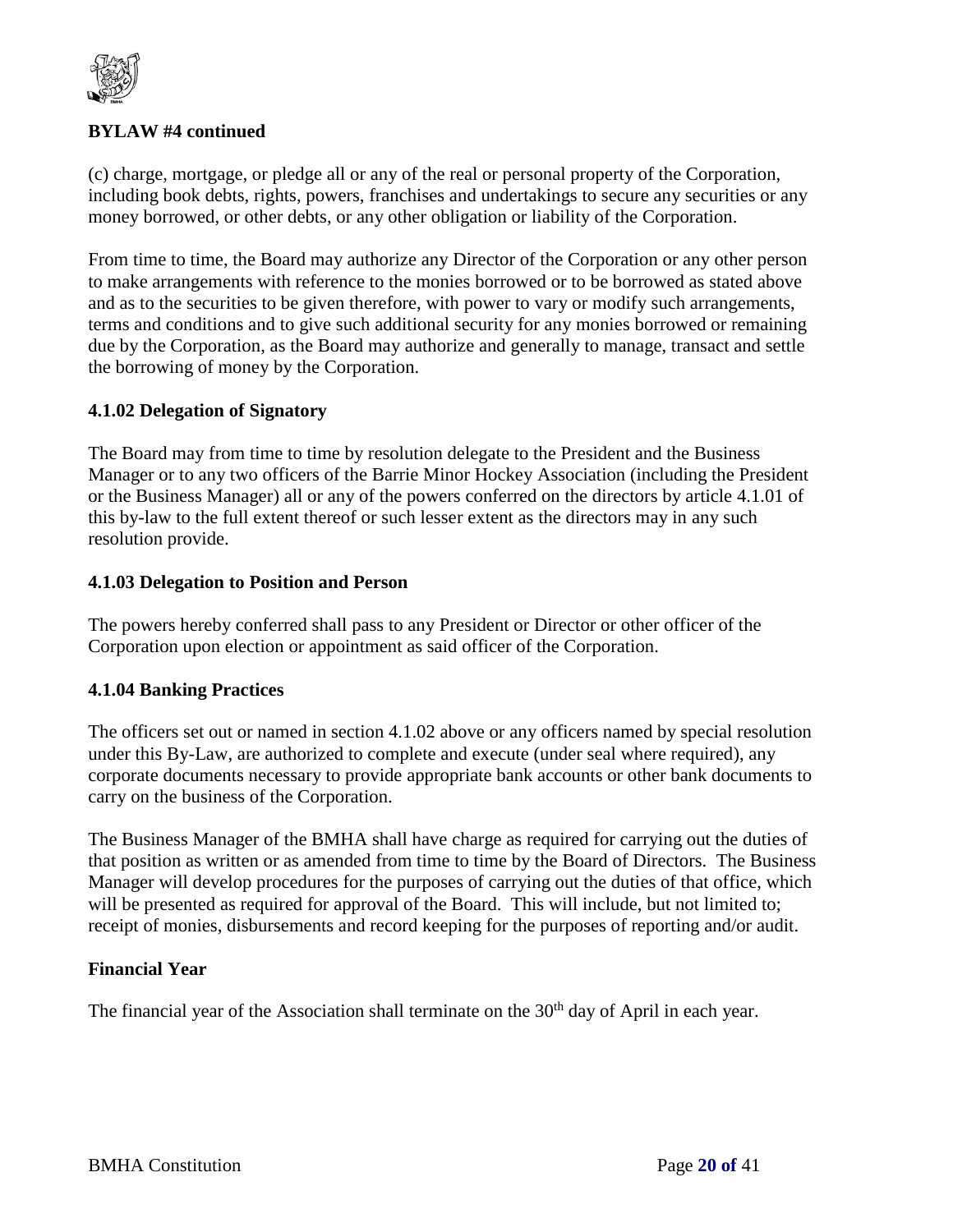**BYLAW #4 continued**

(c) charge, mortgage, or pledge all or any of the real or personal property of the Corporation, including book debts, rights, powers, franchises and undertakings to secure any securities or any money borrowed, or other debts, or any other obligation or liability of the Corporation.

From time to time, the Board may authorize any Director of the Corporation or any other person to make arrangements with reference to the monies borrowed or to be borrowed as stated above and as to the securities to be given therefore, with power to vary or modify such arrangements, terms and conditions and to give such additional security for any monies borrowed or remaining due by the Corporation, as the Board may authorize and generally to manage, transact and settle the borrowing of money by the Corporation.

**4.1.02 Delegation of Signatory**

The Board may from time to time by resolution delegate to the President and the Business Manager or to any two officers of the Barrie Minor Hockey Association (including the President or the Business Manager) all or any of the powers conferred on the directors by article 4.1.01 of this by-law to the full extent thereof or such lesser extent as the directors may in any such resolution provide.

**4.1.03 Delegation to Position and Person**

The powers hereby conferred shall pass to any President or Director or other officer of the Corporation upon election or appointment as said officer of the Corporation.

**4.1.04 Banking Practices**

The officers set out or named in section 4.1.02 above or any officers named by special resolution under this By-Law, are authorized to complete and execute (under seal where required), any corporate documents necessary to provide appropriate bank accounts or other bank documents to carry on the business of the Corporation.

The Business Manager of the BMHA shall have charge as required for carrying out the duties of that position as written or as amended from time to time by the Board of Directors. The Business Manager will develop procedures for the purposes of carrying out the duties of that office, which will be presented as required for approval of the Board. This will include, but not limited to; receipt of monies, disbursements and record keeping for the purposes of reporting and/or audit.

**Financial Year**

The financial year of the Association shall terminate on the 30th day of April in each year.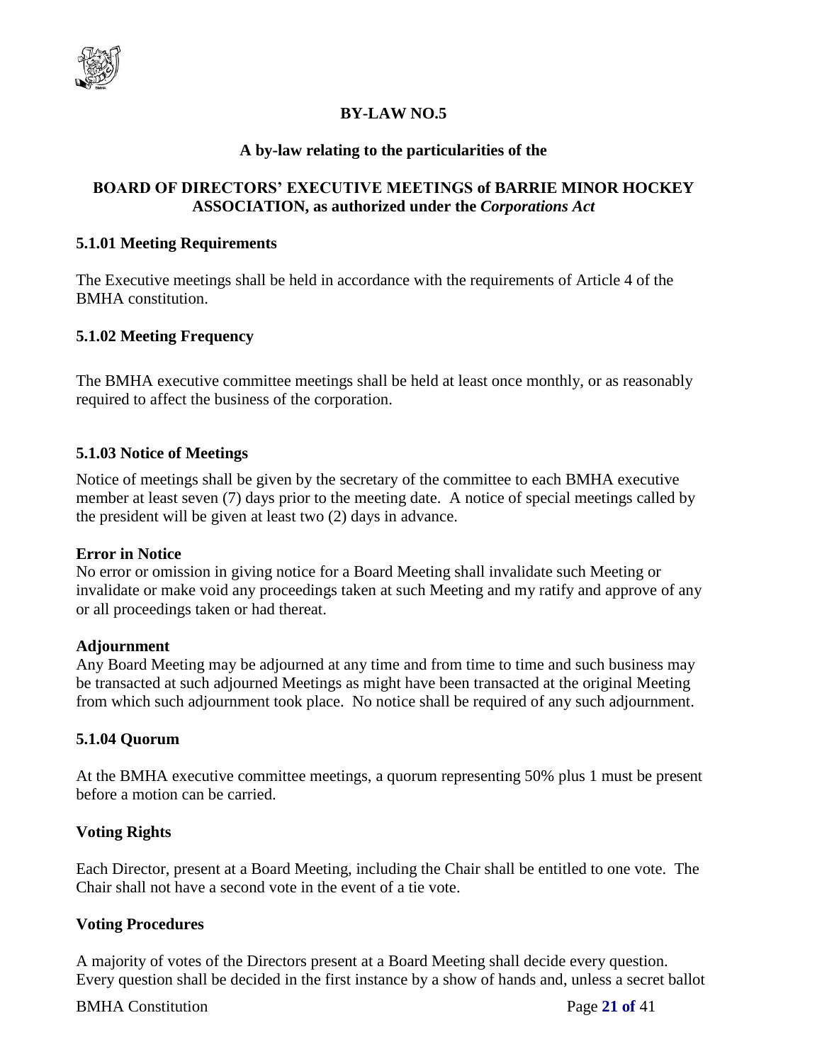**BY-LAW NO.5**

**A by-law relating to the particularities of the**

**BOARD OF DIRECTORS' EXECUTIVE MEETINGS of BARRIE MINOR HOCKEY ASSOCIATION, as authorized under the *Corporations Act***

### 5.1.01 Meeting Requirements

The Executive meetings shall be held in accordance with the requirements of Article 4 of the BMHA constitution.

### 5.1.02 Meeting Frequency

The BMHA executive committee meetings shall be held at least once monthly, or as reasonably required to affect the business of the corporation.

### 5.1.03 Notice of Meetings

Notice of meetings shall be given by the secretary of the committee to each BMHA executive member at least seven (7) days prior to the meeting date. A notice of special meetings called by the president will be given at least two (2) days in advance.

**Error in Notice**
No error or omission in giving notice for a Board Meeting shall invalidate such Meeting or invalidate or make void any proceedings taken at such Meeting and my ratify and approve of any or all proceedings taken or had thereat.

**Adjournment**
Any Board Meeting may be adjourned at any time and from time to time and such business may be transacted at such adjourned Meetings as might have been transacted at the original Meeting from which such adjournment took place. No notice shall be required of any such adjournment.

### 5.1.04 Quorum

At the BMHA executive committee meetings, a quorum representing 50% plus 1 must be present before a motion can be carried.

**Voting Rights**

Each Director, present at a Board Meeting, including the Chair shall be entitled to one vote. The Chair shall not have a second vote in the event of a tie vote.

**Voting Procedures**

A majority of votes of the Directors present at a Board Meeting shall decide every question. Every question shall be decided in the first instance by a show of hands and, unless a secret ballot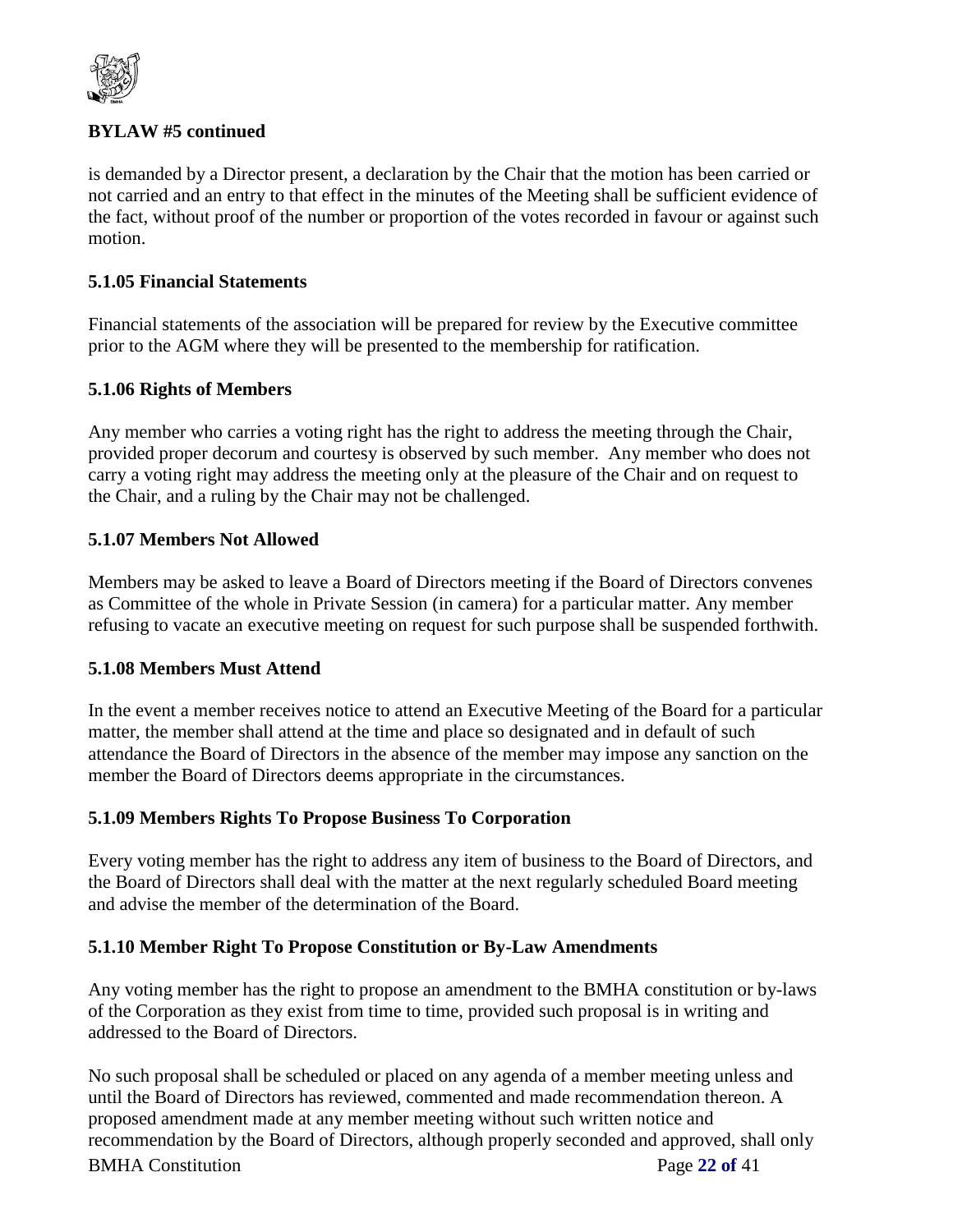**BYLAW #5 continued**

is demanded by a Director present, a declaration by the Chair that the motion has been carried or not carried and an entry to that effect in the minutes of the Meeting shall be sufficient evidence of the fact, without proof of the number or proportion of the votes recorded in favour or against such motion.

### 5.1.05 Financial Statements

Financial statements of the association will be prepared for review by the Executive committee prior to the AGM where they will be presented to the membership for ratification.

### 5.1.06 Rights of Members

Any member who carries a voting right has the right to address the meeting through the Chair, provided proper decorum and courtesy is observed by such member. Any member who does not carry a voting right may address the meeting only at the pleasure of the Chair and on request to the Chair, and a ruling by the Chair may not be challenged.

### 5.1.07 Members Not Allowed

Members may be asked to leave a Board of Directors meeting if the Board of Directors convenes as Committee of the whole in Private Session (in camera) for a particular matter. Any member refusing to vacate an executive meeting on request for such purpose shall be suspended forthwith.

### 5.1.08 Members Must Attend

In the event a member receives notice to attend an Executive Meeting of the Board for a particular matter, the member shall attend at the time and place so designated and in default of such attendance the Board of Directors in the absence of the member may impose any sanction on the member the Board of Directors deems appropriate in the circumstances.

### 5.1.09 Members Rights To Propose Business To Corporation

Every voting member has the right to address any item of business to the Board of Directors, and the Board of Directors shall deal with the matter at the next regularly scheduled Board meeting and advise the member of the determination of the Board.

### 5.1.10 Member Right To Propose Constitution or By-Law Amendments

Any voting member has the right to propose an amendment to the BMHA constitution or by-laws of the Corporation as they exist from time to time, provided such proposal is in writing and addressed to the Board of Directors.

No such proposal shall be scheduled or placed on any agenda of a member meeting unless and until the Board of Directors has reviewed, commented and made recommendation thereon. A proposed amendment made at any member meeting without such written notice and recommendation by the Board of Directors, although properly seconded and approved, shall only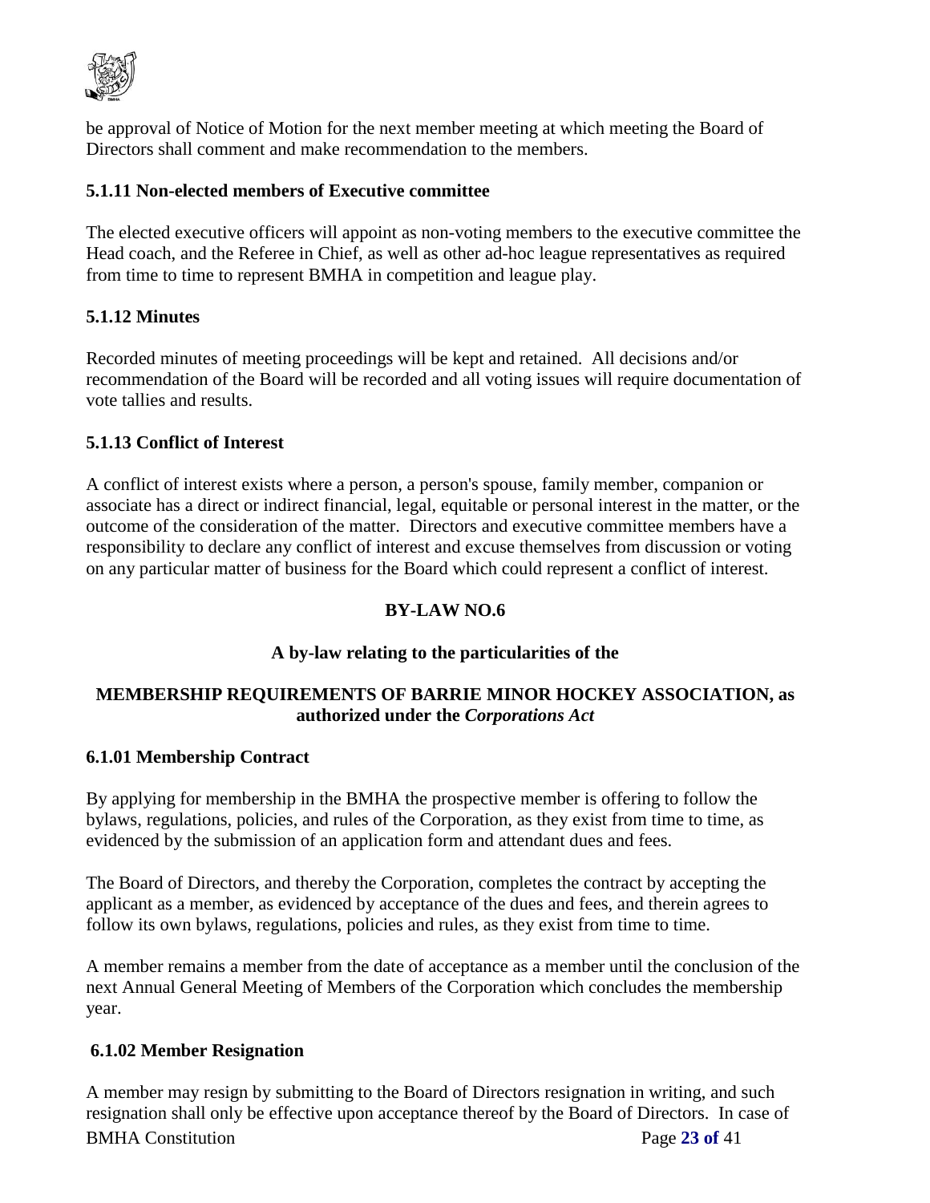be approval of Notice of Motion for the next member meeting at which meeting the Board of Directors shall comment and make recommendation to the members.

### 5.1.11 Non-elected members of Executive committee

The elected executive officers will appoint as non-voting members to the executive committee the Head coach, and the Referee in Chief, as well as other ad-hoc league representatives as required from time to time to represent BMHA in competition and league play.

### 5.1.12 Minutes

Recorded minutes of meeting proceedings will be kept and retained. All decisions and/or recommendation of the Board will be recorded and all voting issues will require documentation of vote tallies and results.

### 5.1.13 Conflict of Interest

A conflict of interest exists where a person, a person's spouse, family member, companion or associate has a direct or indirect financial, legal, equitable or personal interest in the matter, or the outcome of the consideration of the matter. Directors and executive committee members have a responsibility to declare any conflict of interest and excuse themselves from discussion or voting on any particular matter of business for the Board which could represent a conflict of interest.

## BY-LAW NO.6

**A by-law relating to the particularities of the**

**MEMBERSHIP REQUIREMENTS OF BARRIE MINOR HOCKEY ASSOCIATION, as authorized under the *Corporations Act***

### 6.1.01 Membership Contract

By applying for membership in the BMHA the prospective member is offering to follow the bylaws, regulations, policies, and rules of the Corporation, as they exist from time to time, as evidenced by the submission of an application form and attendant dues and fees.

The Board of Directors, and thereby the Corporation, completes the contract by accepting the applicant as a member, as evidenced by acceptance of the dues and fees, and therein agrees to follow its own bylaws, regulations, policies and rules, as they exist from time to time.

A member remains a member from the date of acceptance as a member until the conclusion of the next Annual General Meeting of Members of the Corporation which concludes the membership year.

### 6.1.02 Member Resignation

A member may resign by submitting to the Board of Directors resignation in writing, and such resignation shall only be effective upon acceptance thereof by the Board of Directors. In case of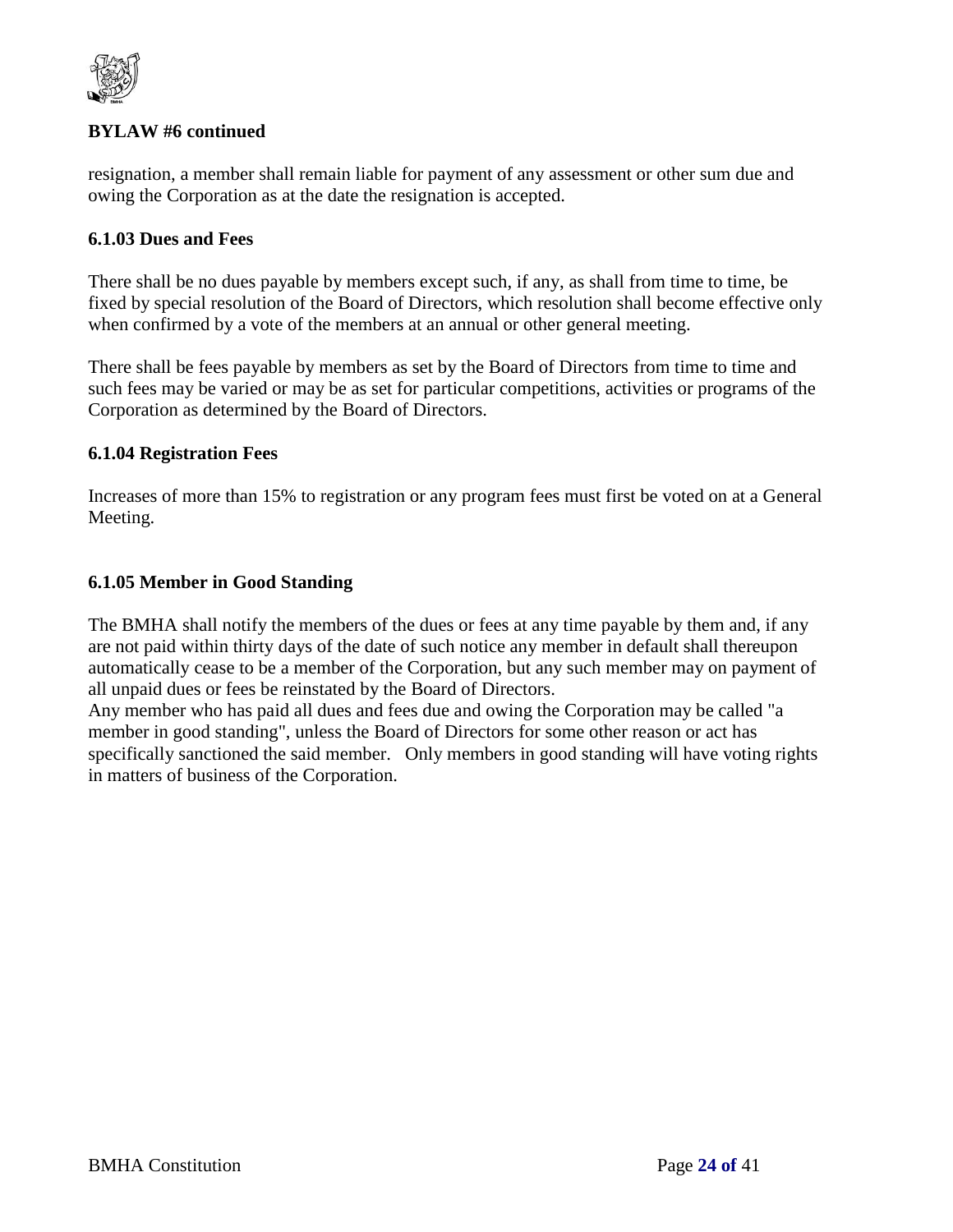**BYLAW #6 continued**

resignation, a member shall remain liable for payment of any assessment or other sum due and owing the Corporation as at the date the resignation is accepted.

### 6.1.03 Dues and Fees

There shall be no dues payable by members except such, if any, as shall from time to time, be fixed by special resolution of the Board of Directors, which resolution shall become effective only when confirmed by a vote of the members at an annual or other general meeting.

There shall be fees payable by members as set by the Board of Directors from time to time and such fees may be varied or may be as set for particular competitions, activities or programs of the Corporation as determined by the Board of Directors.

### 6.1.04 Registration Fees

Increases of more than 15% to registration or any program fees must first be voted on at a General Meeting.

### 6.1.05 Member in Good Standing

The BMHA shall notify the members of the dues or fees at any time payable by them and, if any are not paid within thirty days of the date of such notice any member in default shall thereupon automatically cease to be a member of the Corporation, but any such member may on payment of all unpaid dues or fees be reinstated by the Board of Directors.

Any member who has paid all dues and fees due and owing the Corporation may be called "a member in good standing", unless the Board of Directors for some other reason or act has specifically sanctioned the said member. Only members in good standing will have voting rights in matters of business of the Corporation.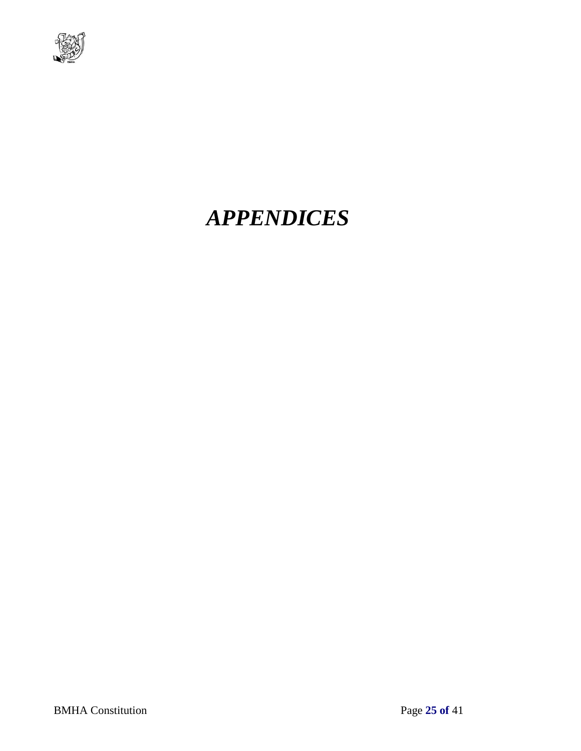# *APPENDICES*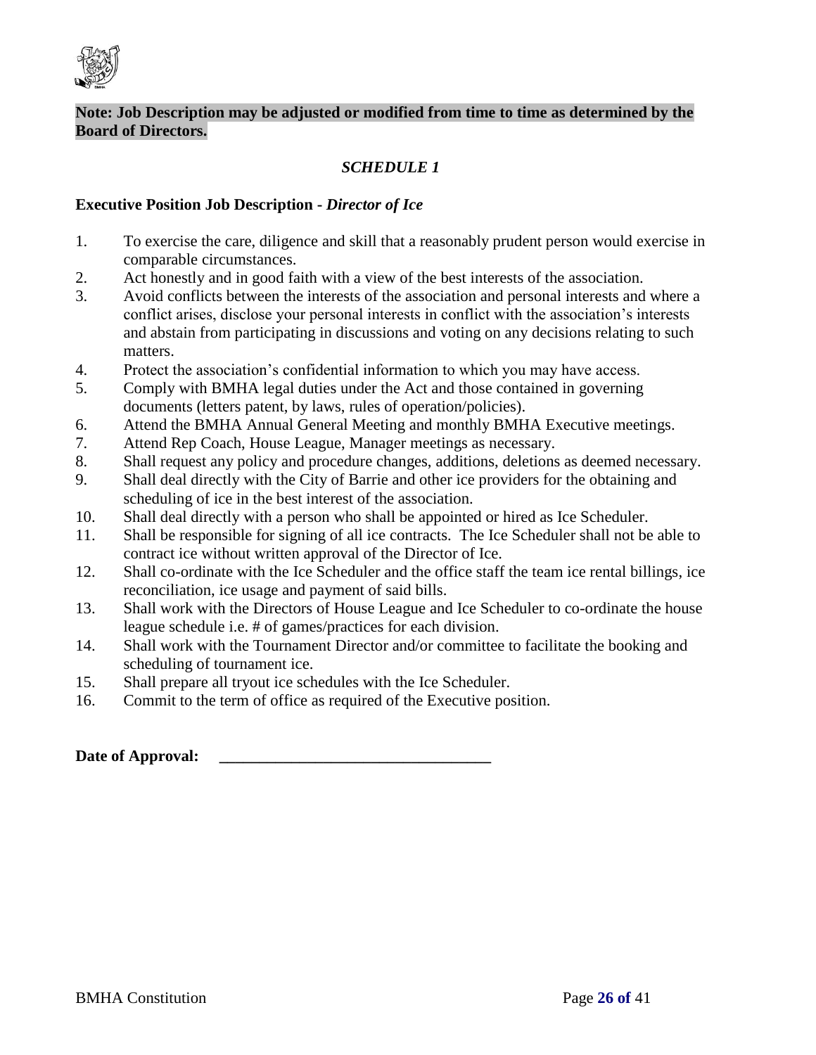**Note: Job Description may be adjusted or modified from time to time as determined by the Board of Directors.**

*SCHEDULE 1*

**Executive Position Job Description -** ***Director of Ice***

1. To exercise the care, diligence and skill that a reasonably prudent person would exercise in comparable circumstances.
2. Act honestly and in good faith with a view of the best interests of the association.
3. Avoid conflicts between the interests of the association and personal interests and where a conflict arises, disclose your personal interests in conflict with the association's interests and abstain from participating in discussions and voting on any decisions relating to such matters.
4. Protect the association's confidential information to which you may have access.
5. Comply with BMHA legal duties under the Act and those contained in governing documents (letters patent, by laws, rules of operation/policies).
6. Attend the BMHA Annual General Meeting and monthly BMHA Executive meetings.
7. Attend Rep Coach, House League, Manager meetings as necessary.
8. Shall request any policy and procedure changes, additions, deletions as deemed necessary.
9. Shall deal directly with the City of Barrie and other ice providers for the obtaining and scheduling of ice in the best interest of the association.
10. Shall deal directly with a person who shall be appointed or hired as Ice Scheduler.
11. Shall be responsible for signing of all ice contracts. The Ice Scheduler shall not be able to contract ice without written approval of the Director of Ice.
12. Shall co-ordinate with the Ice Scheduler and the office staff the team ice rental billings, ice reconciliation, ice usage and payment of said bills.
13. Shall work with the Directors of House League and Ice Scheduler to co-ordinate the house league schedule i.e. # of games/practices for each division.
14. Shall work with the Tournament Director and/or committee to facilitate the booking and scheduling of tournament ice.
15. Shall prepare all tryout ice schedules with the Ice Scheduler.
16. Commit to the term of office as required of the Executive position.

**Date of Approval:** ___________________________________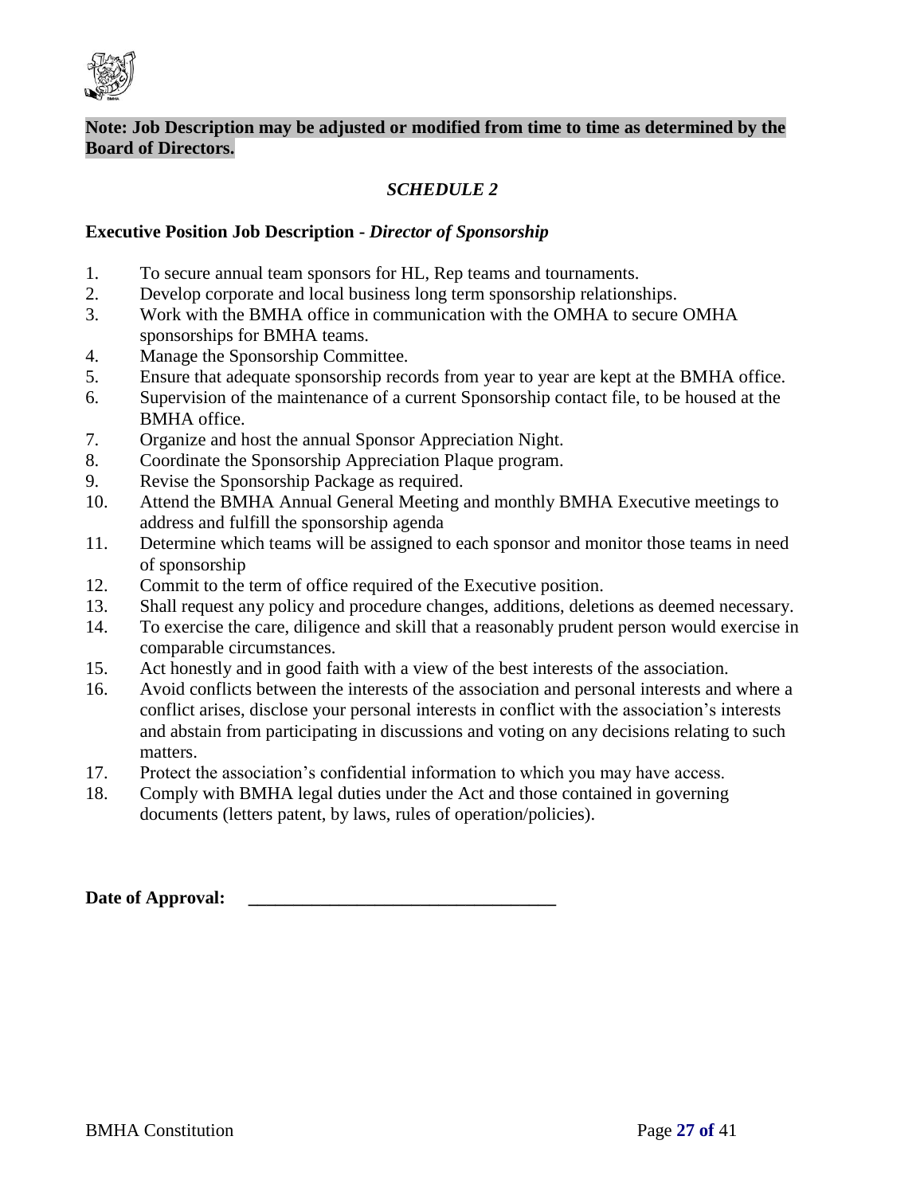**Note: Job Description may be adjusted or modified from time to time as determined by the Board of Directors.**

## *SCHEDULE 2*

### Executive Position Job Description - *Director of Sponsorship*

1. To secure annual team sponsors for HL, Rep teams and tournaments.
2. Develop corporate and local business long term sponsorship relationships.
3. Work with the BMHA office in communication with the OMHA to secure OMHA sponsorships for BMHA teams.
4. Manage the Sponsorship Committee.
5. Ensure that adequate sponsorship records from year to year are kept at the BMHA office.
6. Supervision of the maintenance of a current Sponsorship contact file, to be housed at the BMHA office.
7. Organize and host the annual Sponsor Appreciation Night.
8. Coordinate the Sponsorship Appreciation Plaque program.
9. Revise the Sponsorship Package as required.
10. Attend the BMHA Annual General Meeting and monthly BMHA Executive meetings to address and fulfill the sponsorship agenda
11. Determine which teams will be assigned to each sponsor and monitor those teams in need of sponsorship
12. Commit to the term of office required of the Executive position.
13. Shall request any policy and procedure changes, additions, deletions as deemed necessary.
14. To exercise the care, diligence and skill that a reasonably prudent person would exercise in comparable circumstances.
15. Act honestly and in good faith with a view of the best interests of the association.
16. Avoid conflicts between the interests of the association and personal interests and where a conflict arises, disclose your personal interests in conflict with the association's interests and abstain from participating in discussions and voting on any decisions relating to such matters.
17. Protect the association's confidential information to which you may have access.
18. Comply with BMHA legal duties under the Act and those contained in governing documents (letters patent, by laws, rules of operation/policies).

**Date of Approval:** ___________________________________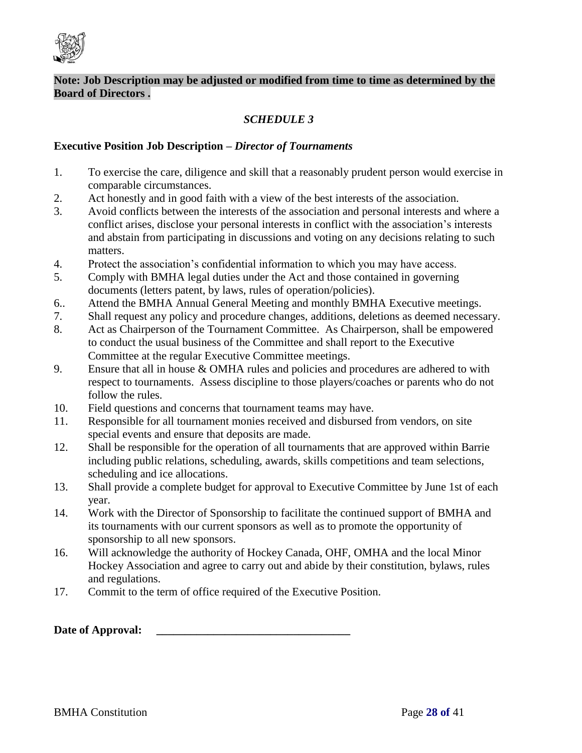**Note: Job Description may be adjusted or modified from time to time as determined by the Board of Directors .**

*SCHEDULE 3*

**Executive Position Job Description –** ***Director of Tournaments***

1. To exercise the care, diligence and skill that a reasonably prudent person would exercise in comparable circumstances.
2. Act honestly and in good faith with a view of the best interests of the association.
3. Avoid conflicts between the interests of the association and personal interests and where a conflict arises, disclose your personal interests in conflict with the association's interests and abstain from participating in discussions and voting on any decisions relating to such matters.
4. Protect the association's confidential information to which you may have access.
5. Comply with BMHA legal duties under the Act and those contained in governing documents (letters patent, by laws, rules of operation/policies).

6.. Attend the BMHA Annual General Meeting and monthly BMHA Executive meetings.

7. Shall request any policy and procedure changes, additions, deletions as deemed necessary.
8. Act as Chairperson of the Tournament Committee. As Chairperson, shall be empowered to conduct the usual business of the Committee and shall report to the Executive Committee at the regular Executive Committee meetings.
9. Ensure that all in house & OMHA rules and policies and procedures are adhered to with respect to tournaments. Assess discipline to those players/coaches or parents who do not follow the rules.
10. Field questions and concerns that tournament teams may have.
11. Responsible for all tournament monies received and disbursed from vendors, on site special events and ensure that deposits are made.
12. Shall be responsible for the operation of all tournaments that are approved within Barrie including public relations, scheduling, awards, skills competitions and team selections, scheduling and ice allocations.
13. Shall provide a complete budget for approval to Executive Committee by June 1st of each year.
14. Work with the Director of Sponsorship to facilitate the continued support of BMHA and its tournaments with our current sponsors as well as to promote the opportunity of sponsorship to all new sponsors.

16. Will acknowledge the authority of Hockey Canada, OHF, OMHA and the local Minor Hockey Association and agree to carry out and abide by their constitution, bylaws, rules and regulations.

17. Commit to the term of office required of the Executive Position.

**Date of Approval:** ___________________________________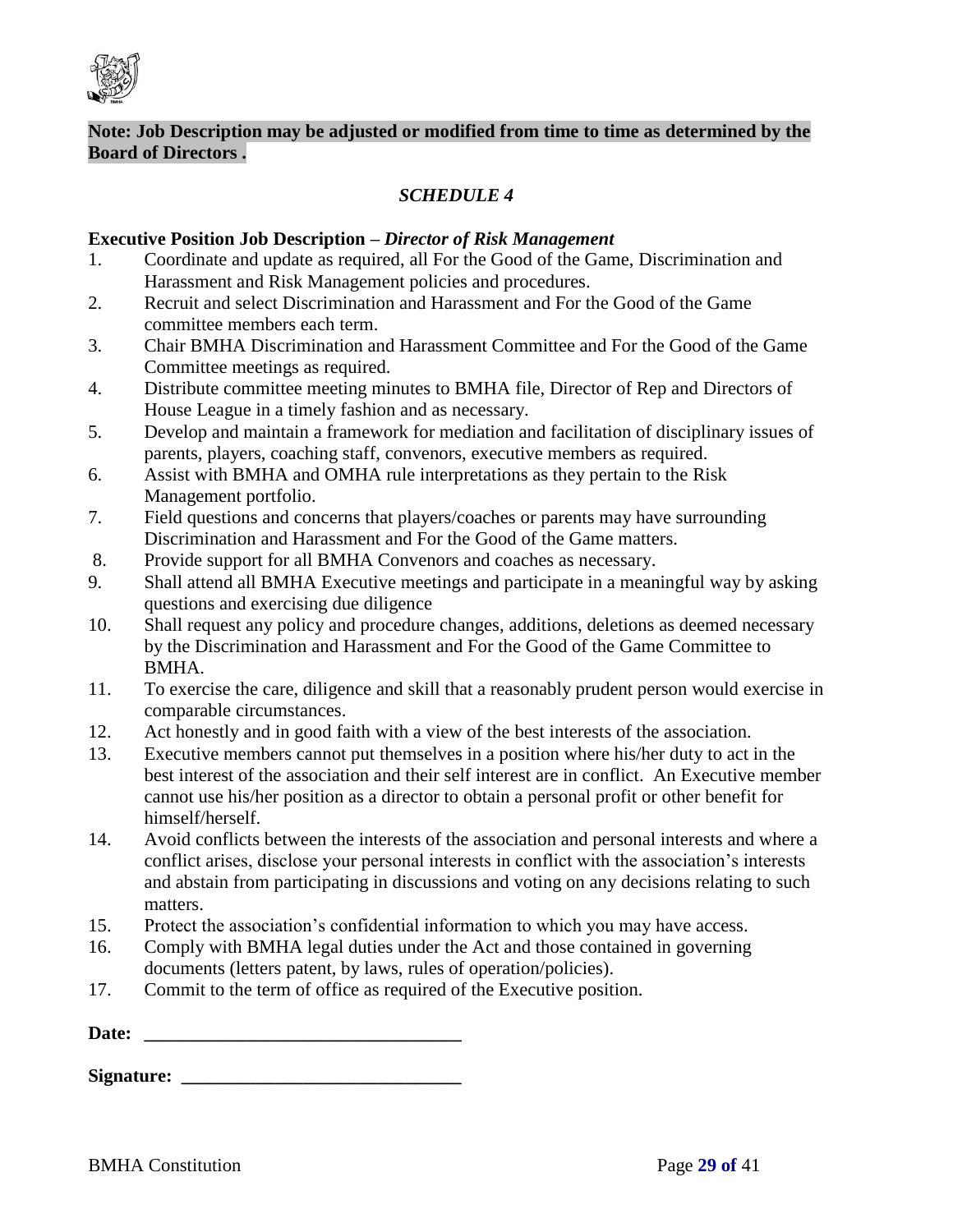**Note: Job Description may be adjusted or modified from time to time as determined by the Board of Directors .**

### *SCHEDULE 4*

**Executive Position Job Description –** ***Director of Risk Management***

1. Coordinate and update as required, all For the Good of the Game, Discrimination and Harassment and Risk Management policies and procedures.
2. Recruit and select Discrimination and Harassment and For the Good of the Game committee members each term.
3. Chair BMHA Discrimination and Harassment Committee and For the Good of the Game Committee meetings as required.
4. Distribute committee meeting minutes to BMHA file, Director of Rep and Directors of House League in a timely fashion and as necessary.
5. Develop and maintain a framework for mediation and facilitation of disciplinary issues of parents, players, coaching staff, convenors, executive members as required.
6. Assist with BMHA and OMHA rule interpretations as they pertain to the Risk Management portfolio.
7. Field questions and concerns that players/coaches or parents may have surrounding Discrimination and Harassment and For the Good of the Game matters.
8. Provide support for all BMHA Convenors and coaches as necessary.
9. Shall attend all BMHA Executive meetings and participate in a meaningful way by asking questions and exercising due diligence
10. Shall request any policy and procedure changes, additions, deletions as deemed necessary by the Discrimination and Harassment and For the Good of the Game Committee to BMHA.
11. To exercise the care, diligence and skill that a reasonably prudent person would exercise in comparable circumstances.
12. Act honestly and in good faith with a view of the best interests of the association.
13. Executive members cannot put themselves in a position where his/her duty to act in the best interest of the association and their self interest are in conflict. An Executive member cannot use his/her position as a director to obtain a personal profit or other benefit for himself/herself.
14. Avoid conflicts between the interests of the association and personal interests and where a conflict arises, disclose your personal interests in conflict with the association's interests and abstain from participating in discussions and voting on any decisions relating to such matters.
15. Protect the association's confidential information to which you may have access.
16. Comply with BMHA legal duties under the Act and those contained in governing documents (letters patent, by laws, rules of operation/policies).
17. Commit to the term of office as required of the Executive position.

**Date: \_\_\_\_\_\_\_\_\_\_\_\_\_\_\_\_\_\_\_\_\_\_\_\_\_\_\_\_\_\_\_\_\_\_**

**Signature: \_\_\_\_\_\_\_\_\_\_\_\_\_\_\_\_\_\_\_\_\_\_\_\_\_\_\_\_\_\_**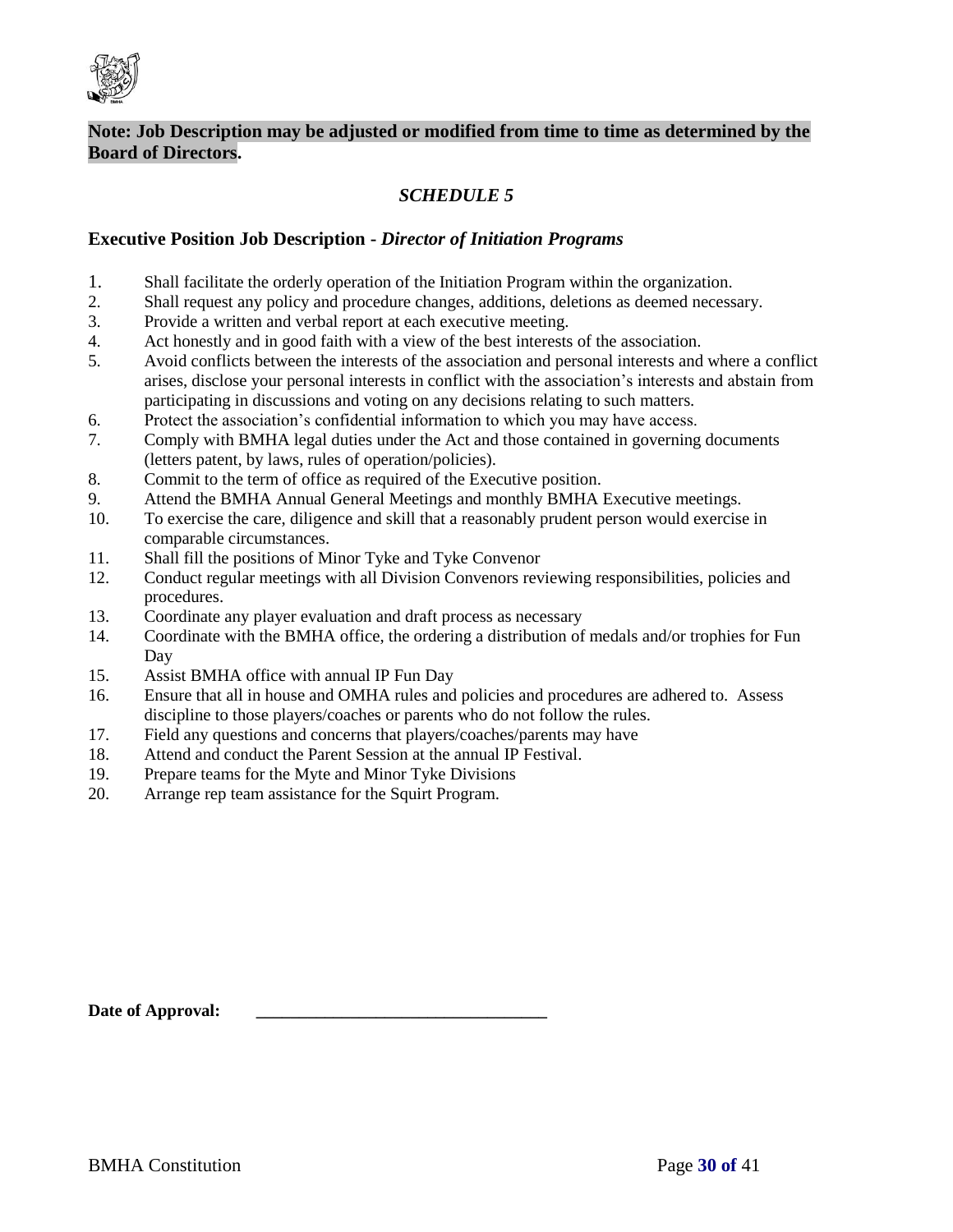**Note: Job Description may be adjusted or modified from time to time as determined by the Board of Directors.**

## *SCHEDULE 5*

### Executive Position Job Description - *Director of Initiation Programs*

1. Shall facilitate the orderly operation of the Initiation Program within the organization.
2. Shall request any policy and procedure changes, additions, deletions as deemed necessary.
3. Provide a written and verbal report at each executive meeting.
4. Act honestly and in good faith with a view of the best interests of the association.
5. Avoid conflicts between the interests of the association and personal interests and where a conflict arises, disclose your personal interests in conflict with the association's interests and abstain from participating in discussions and voting on any decisions relating to such matters.
6. Protect the association's confidential information to which you may have access.
7. Comply with BMHA legal duties under the Act and those contained in governing documents (letters patent, by laws, rules of operation/policies).
8. Commit to the term of office as required of the Executive position.
9. Attend the BMHA Annual General Meetings and monthly BMHA Executive meetings.
10. To exercise the care, diligence and skill that a reasonably prudent person would exercise in comparable circumstances.
11. Shall fill the positions of Minor Tyke and Tyke Convenor
12. Conduct regular meetings with all Division Convenors reviewing responsibilities, policies and procedures.
13. Coordinate any player evaluation and draft process as necessary
14. Coordinate with the BMHA office, the ordering a distribution of medals and/or trophies for Fun Day
15. Assist BMHA office with annual IP Fun Day
16. Ensure that all in house and OMHA rules and policies and procedures are adhered to. Assess discipline to those players/coaches or parents who do not follow the rules.
17. Field any questions and concerns that players/coaches/parents may have
18. Attend and conduct the Parent Session at the annual IP Festival.
19. Prepare teams for the Myte and Minor Tyke Divisions
20. Arrange rep team assistance for the Squirt Program.

**Date of Approval:** ___________________________________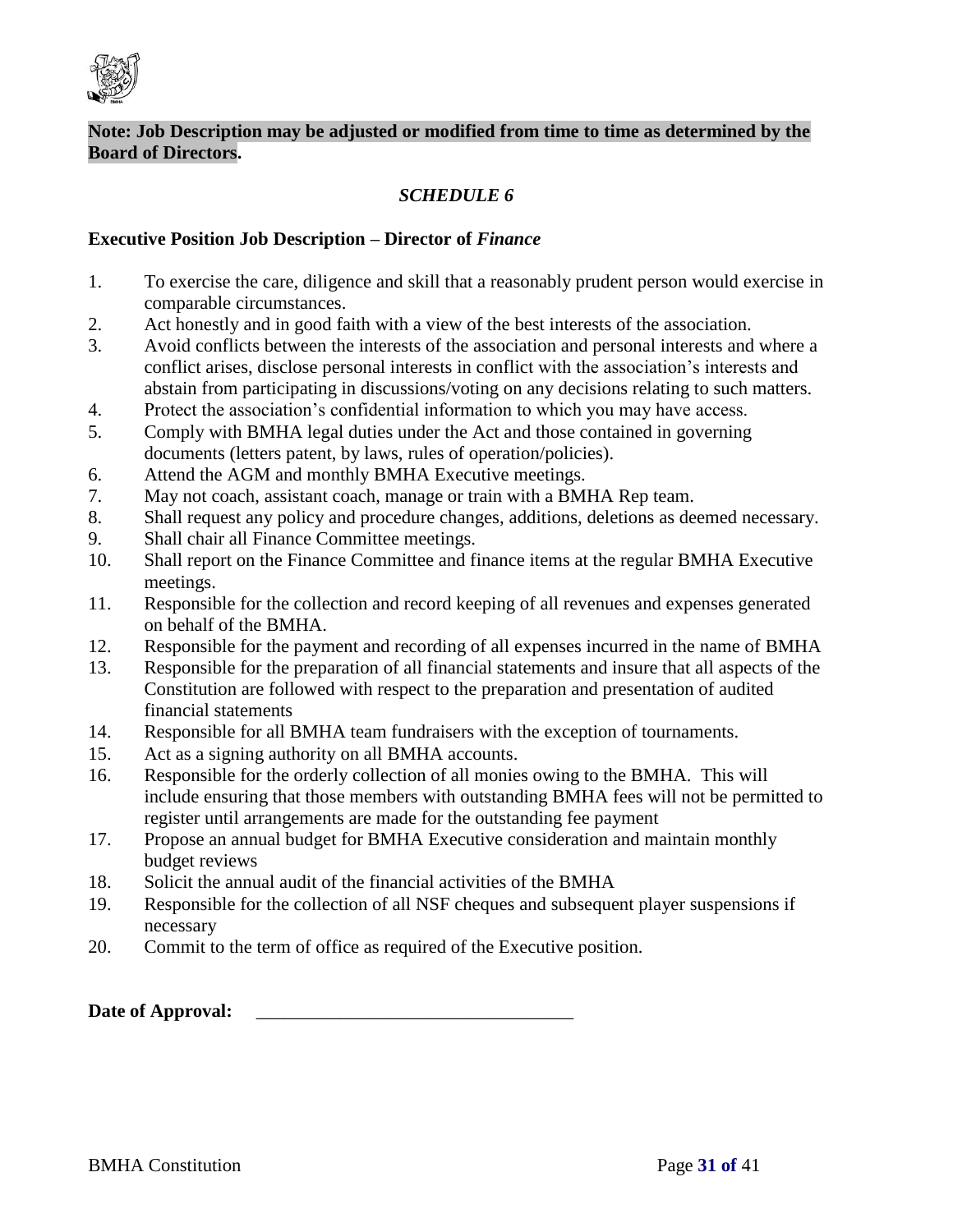**Note: Job Description may be adjusted or modified from time to time as determined by the Board of Directors.**

## *SCHEDULE 6*

### Executive Position Job Description – Director of *Finance*

1. To exercise the care, diligence and skill that a reasonably prudent person would exercise in comparable circumstances.
2. Act honestly and in good faith with a view of the best interests of the association.
3. Avoid conflicts between the interests of the association and personal interests and where a conflict arises, disclose personal interests in conflict with the association's interests and abstain from participating in discussions/voting on any decisions relating to such matters.
4. Protect the association's confidential information to which you may have access.
5. Comply with BMHA legal duties under the Act and those contained in governing documents (letters patent, by laws, rules of operation/policies).
6. Attend the AGM and monthly BMHA Executive meetings.
7. May not coach, assistant coach, manage or train with a BMHA Rep team.
8. Shall request any policy and procedure changes, additions, deletions as deemed necessary.
9. Shall chair all Finance Committee meetings.
10. Shall report on the Finance Committee and finance items at the regular BMHA Executive meetings.
11. Responsible for the collection and record keeping of all revenues and expenses generated on behalf of the BMHA.
12. Responsible for the payment and recording of all expenses incurred in the name of BMHA
13. Responsible for the preparation of all financial statements and insure that all aspects of the Constitution are followed with respect to the preparation and presentation of audited financial statements
14. Responsible for all BMHA team fundraisers with the exception of tournaments.
15. Act as a signing authority on all BMHA accounts.
16. Responsible for the orderly collection of all monies owing to the BMHA. This will include ensuring that those members with outstanding BMHA fees will not be permitted to register until arrangements are made for the outstanding fee payment
17. Propose an annual budget for BMHA Executive consideration and maintain monthly budget reviews
18. Solicit the annual audit of the financial activities of the BMHA
19. Responsible for the collection of all NSF cheques and subsequent player suspensions if necessary
20. Commit to the term of office as required of the Executive position.

**Date of Approval:** ___________________________________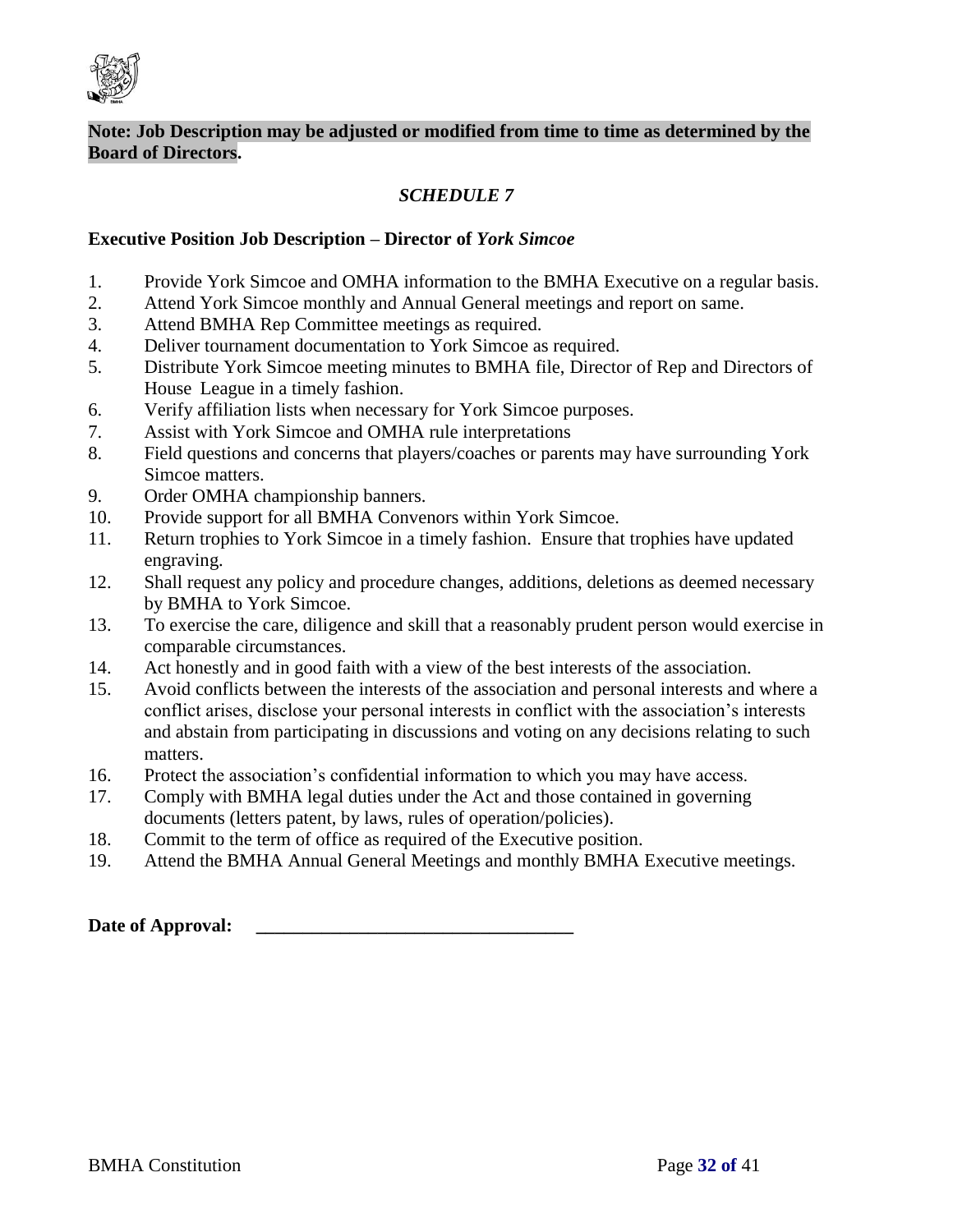**Note: Job Description may be adjusted or modified from time to time as determined by the Board of Directors.**

*SCHEDULE 7*

**Executive Position Job Description – Director of *York Simcoe***

1. Provide York Simcoe and OMHA information to the BMHA Executive on a regular basis.
2. Attend York Simcoe monthly and Annual General meetings and report on same.
3. Attend BMHA Rep Committee meetings as required.
4. Deliver tournament documentation to York Simcoe as required.
5. Distribute York Simcoe meeting minutes to BMHA file, Director of Rep and Directors of House League in a timely fashion.
6. Verify affiliation lists when necessary for York Simcoe purposes.
7. Assist with York Simcoe and OMHA rule interpretations
8. Field questions and concerns that players/coaches or parents may have surrounding York Simcoe matters.
9. Order OMHA championship banners.
10. Provide support for all BMHA Convenors within York Simcoe.
11. Return trophies to York Simcoe in a timely fashion. Ensure that trophies have updated engraving.
12. Shall request any policy and procedure changes, additions, deletions as deemed necessary by BMHA to York Simcoe.
13. To exercise the care, diligence and skill that a reasonably prudent person would exercise in comparable circumstances.
14. Act honestly and in good faith with a view of the best interests of the association.
15. Avoid conflicts between the interests of the association and personal interests and where a conflict arises, disclose your personal interests in conflict with the association's interests and abstain from participating in discussions and voting on any decisions relating to such matters.
16. Protect the association's confidential information to which you may have access.
17. Comply with BMHA legal duties under the Act and those contained in governing documents (letters patent, by laws, rules of operation/policies).
18. Commit to the term of office as required of the Executive position.
19. Attend the BMHA Annual General Meetings and monthly BMHA Executive meetings.

**Date of Approval:** ______________________________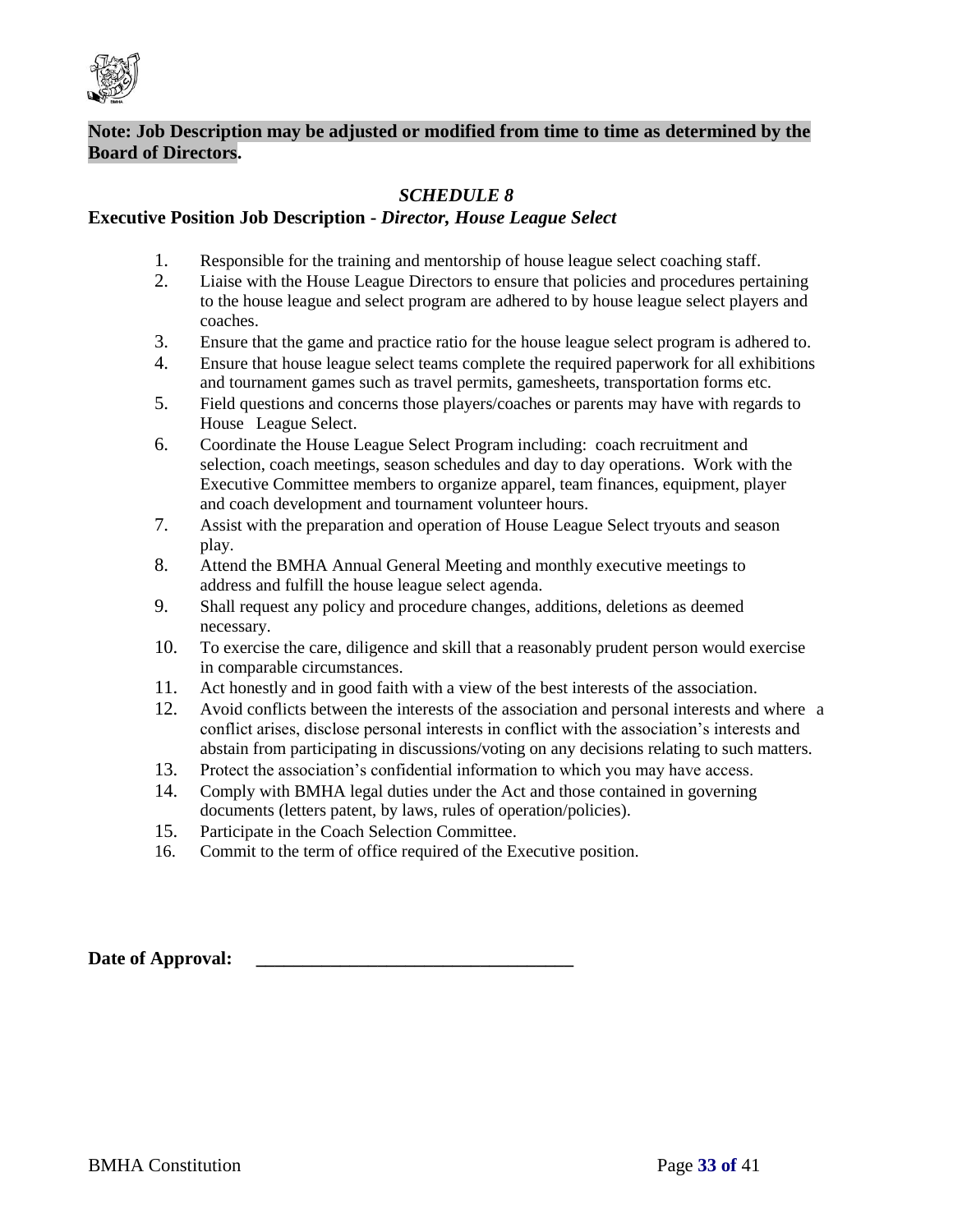**Note: Job Description may be adjusted or modified from time to time as determined by the Board of Directors.**

## *SCHEDULE 8*

### Executive Position Job Description - *Director, House League Select*

1. Responsible for the training and mentorship of house league select coaching staff.
2. Liaise with the House League Directors to ensure that policies and procedures pertaining to the house league and select program are adhered to by house league select players and coaches.
3. Ensure that the game and practice ratio for the house league select program is adhered to.
4. Ensure that house league select teams complete the required paperwork for all exhibitions and tournament games such as travel permits, gamesheets, transportation forms etc.
5. Field questions and concerns those players/coaches or parents may have with regards to House League Select.
6. Coordinate the House League Select Program including: coach recruitment and selection, coach meetings, season schedules and day to day operations. Work with the Executive Committee members to organize apparel, team finances, equipment, player and coach development and tournament volunteer hours.
7. Assist with the preparation and operation of House League Select tryouts and season play.
8. Attend the BMHA Annual General Meeting and monthly executive meetings to address and fulfill the house league select agenda.
9. Shall request any policy and procedure changes, additions, deletions as deemed necessary.
10. To exercise the care, diligence and skill that a reasonably prudent person would exercise in comparable circumstances.
11. Act honestly and in good faith with a view of the best interests of the association.
12. Avoid conflicts between the interests of the association and personal interests and where a conflict arises, disclose personal interests in conflict with the association's interests and abstain from participating in discussions/voting on any decisions relating to such matters.
13. Protect the association's confidential information to which you may have access.
14. Comply with BMHA legal duties under the Act and those contained in governing documents (letters patent, by laws, rules of operation/policies).
15. Participate in the Coach Selection Committee.
16. Commit to the term of office required of the Executive position.

**Date of Approval:** ___________________________________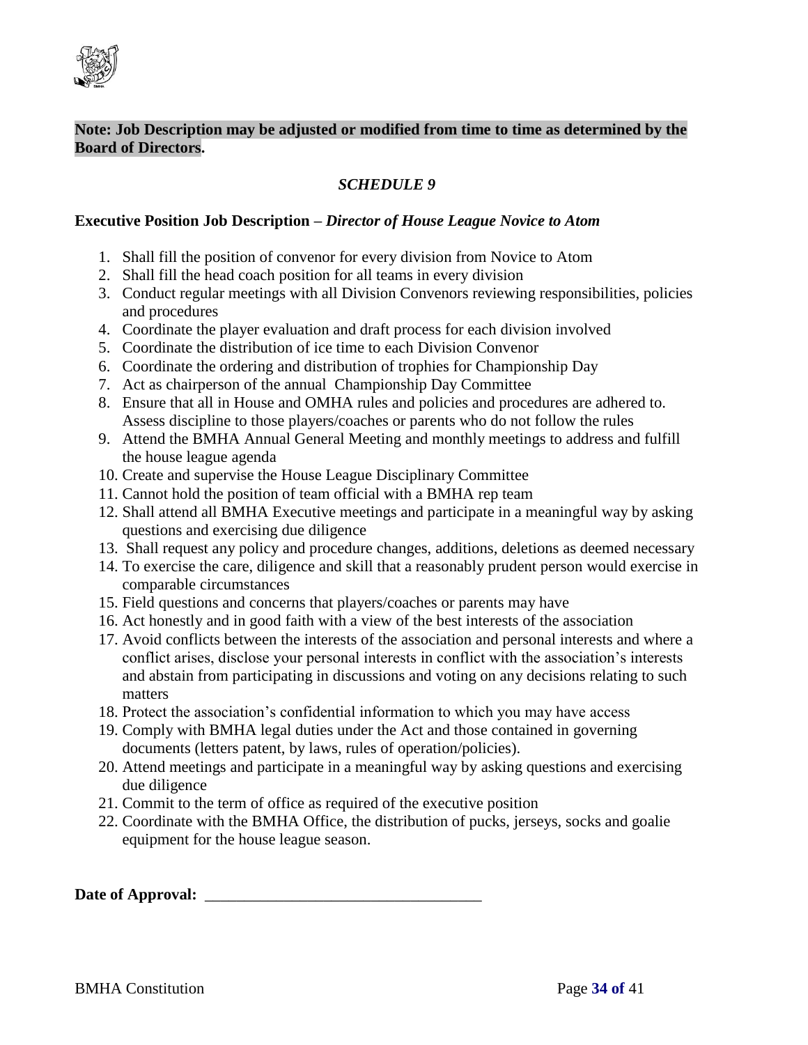**Note: Job Description may be adjusted or modified from time to time as determined by the Board of Directors.**

## *SCHEDULE 9*

**Executive Position Job Description –** ***Director of House League Novice to Atom***

1. Shall fill the position of convenor for every division from Novice to Atom
2. Shall fill the head coach position for all teams in every division
3. Conduct regular meetings with all Division Convenors reviewing responsibilities, policies and procedures
4. Coordinate the player evaluation and draft process for each division involved
5. Coordinate the distribution of ice time to each Division Convenor
6. Coordinate the ordering and distribution of trophies for Championship Day
7. Act as chairperson of the annual Championship Day Committee
8. Ensure that all in House and OMHA rules and policies and procedures are adhered to. Assess discipline to those players/coaches or parents who do not follow the rules
9. Attend the BMHA Annual General Meeting and monthly meetings to address and fulfill the house league agenda
10. Create and supervise the House League Disciplinary Committee
11. Cannot hold the position of team official with a BMHA rep team
12. Shall attend all BMHA Executive meetings and participate in a meaningful way by asking questions and exercising due diligence
13. Shall request any policy and procedure changes, additions, deletions as deemed necessary
14. To exercise the care, diligence and skill that a reasonably prudent person would exercise in comparable circumstances
15. Field questions and concerns that players/coaches or parents may have
16. Act honestly and in good faith with a view of the best interests of the association
17. Avoid conflicts between the interests of the association and personal interests and where a conflict arises, disclose your personal interests in conflict with the association's interests and abstain from participating in discussions and voting on any decisions relating to such matters
18. Protect the association's confidential information to which you may have access
19. Comply with BMHA legal duties under the Act and those contained in governing documents (letters patent, by laws, rules of operation/policies).
20. Attend meetings and participate in a meaningful way by asking questions and exercising due diligence
21. Commit to the term of office as required of the executive position
22. Coordinate with the BMHA Office, the distribution of pucks, jerseys, socks and goalie equipment for the house league season.

**Date of Approval:** \_\_\_\_\_\_\_\_\_\_\_\_\_\_\_\_\_\_\_\_\_\_\_\_\_\_\_\_\_\_\_\_\_\_\_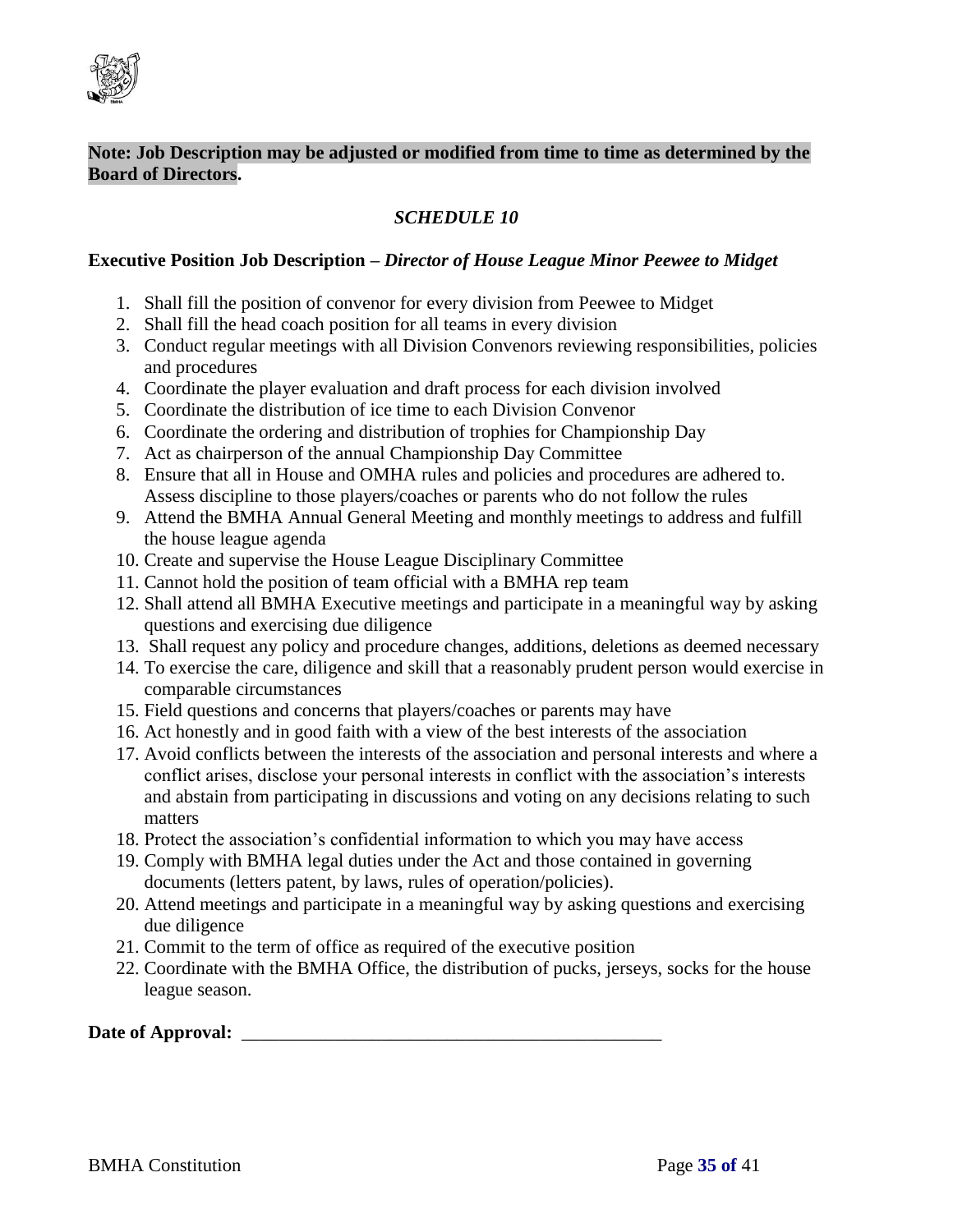**Note: Job Description may be adjusted or modified from time to time as determined by the Board of Directors.**

## *SCHEDULE 10*

**Executive Position Job Description –** ***Director of House League Minor Peewee to Midget***

1. Shall fill the position of convenor for every division from Peewee to Midget
2. Shall fill the head coach position for all teams in every division
3. Conduct regular meetings with all Division Convenors reviewing responsibilities, policies and procedures
4. Coordinate the player evaluation and draft process for each division involved
5. Coordinate the distribution of ice time to each Division Convenor
6. Coordinate the ordering and distribution of trophies for Championship Day
7. Act as chairperson of the annual Championship Day Committee
8. Ensure that all in House and OMHA rules and policies and procedures are adhered to. Assess discipline to those players/coaches or parents who do not follow the rules
9. Attend the BMHA Annual General Meeting and monthly meetings to address and fulfill the house league agenda
10. Create and supervise the House League Disciplinary Committee
11. Cannot hold the position of team official with a BMHA rep team
12. Shall attend all BMHA Executive meetings and participate in a meaningful way by asking questions and exercising due diligence
13. Shall request any policy and procedure changes, additions, deletions as deemed necessary
14. To exercise the care, diligence and skill that a reasonably prudent person would exercise in comparable circumstances
15. Field questions and concerns that players/coaches or parents may have
16. Act honestly and in good faith with a view of the best interests of the association
17. Avoid conflicts between the interests of the association and personal interests and where a conflict arises, disclose your personal interests in conflict with the association's interests and abstain from participating in discussions and voting on any decisions relating to such matters
18. Protect the association's confidential information to which you may have access
19. Comply with BMHA legal duties under the Act and those contained in governing documents (letters patent, by laws, rules of operation/policies).
20. Attend meetings and participate in a meaningful way by asking questions and exercising due diligence
21. Commit to the term of office as required of the executive position
22. Coordinate with the BMHA Office, the distribution of pucks, jerseys, socks for the house league season.

**Date of Approval:** _______________________________________________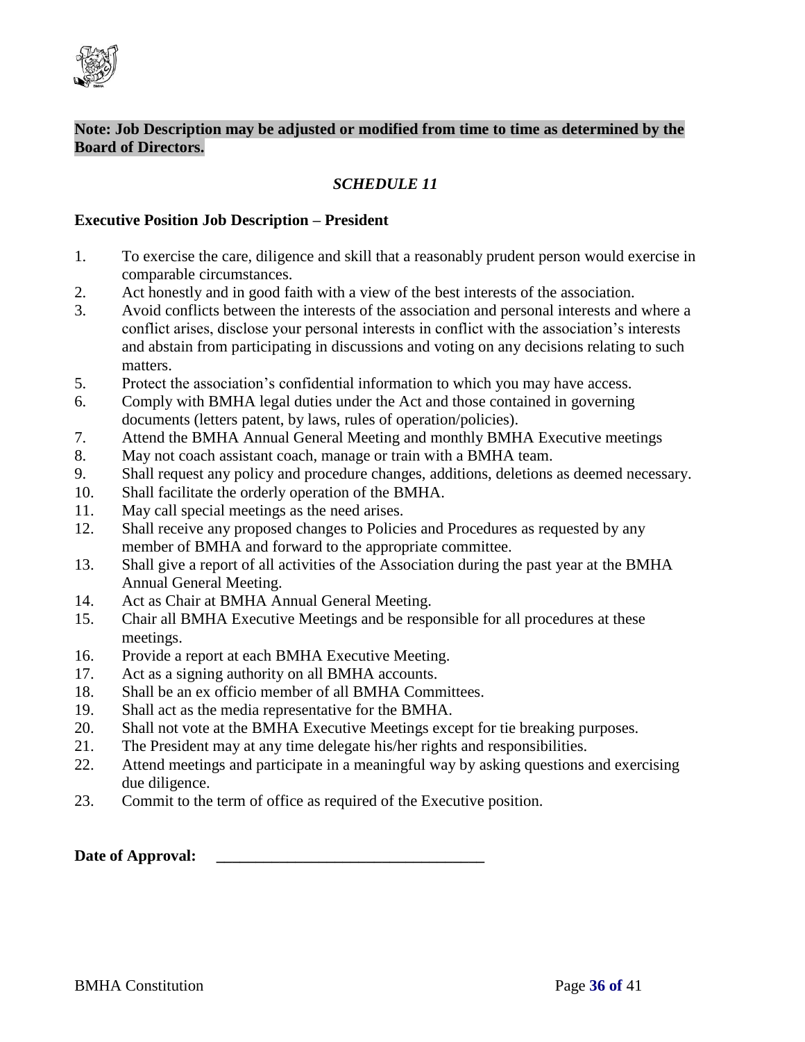**Note: Job Description may be adjusted or modified from time to time as determined by the Board of Directors.**

*SCHEDULE 11*

**Executive Position Job Description – President**

1. To exercise the care, diligence and skill that a reasonably prudent person would exercise in comparable circumstances.
2. Act honestly and in good faith with a view of the best interests of the association.
3. Avoid conflicts between the interests of the association and personal interests and where a conflict arises, disclose your personal interests in conflict with the association's interests and abstain from participating in discussions and voting on any decisions relating to such matters.
5. Protect the association's confidential information to which you may have access.
6. Comply with BMHA legal duties under the Act and those contained in governing documents (letters patent, by laws, rules of operation/policies).
7. Attend the BMHA Annual General Meeting and monthly BMHA Executive meetings
8. May not coach assistant coach, manage or train with a BMHA team.
9. Shall request any policy and procedure changes, additions, deletions as deemed necessary.
10. Shall facilitate the orderly operation of the BMHA.
11. May call special meetings as the need arises.
12. Shall receive any proposed changes to Policies and Procedures as requested by any member of BMHA and forward to the appropriate committee.
13. Shall give a report of all activities of the Association during the past year at the BMHA Annual General Meeting.
14. Act as Chair at BMHA Annual General Meeting.
15. Chair all BMHA Executive Meetings and be responsible for all procedures at these meetings.
16. Provide a report at each BMHA Executive Meeting.
17. Act as a signing authority on all BMHA accounts.
18. Shall be an ex officio member of all BMHA Committees.
19. Shall act as the media representative for the BMHA.
20. Shall not vote at the BMHA Executive Meetings except for tie breaking purposes.
21. The President may at any time delegate his/her rights and responsibilities.
22. Attend meetings and participate in a meaningful way by asking questions and exercising due diligence.
23. Commit to the term of office as required of the Executive position.

**Date of Approval:** \_\_\_\_\_\_\_\_\_\_\_\_\_\_\_\_\_\_\_\_\_\_\_\_\_\_\_\_\_\_\_\_\_\_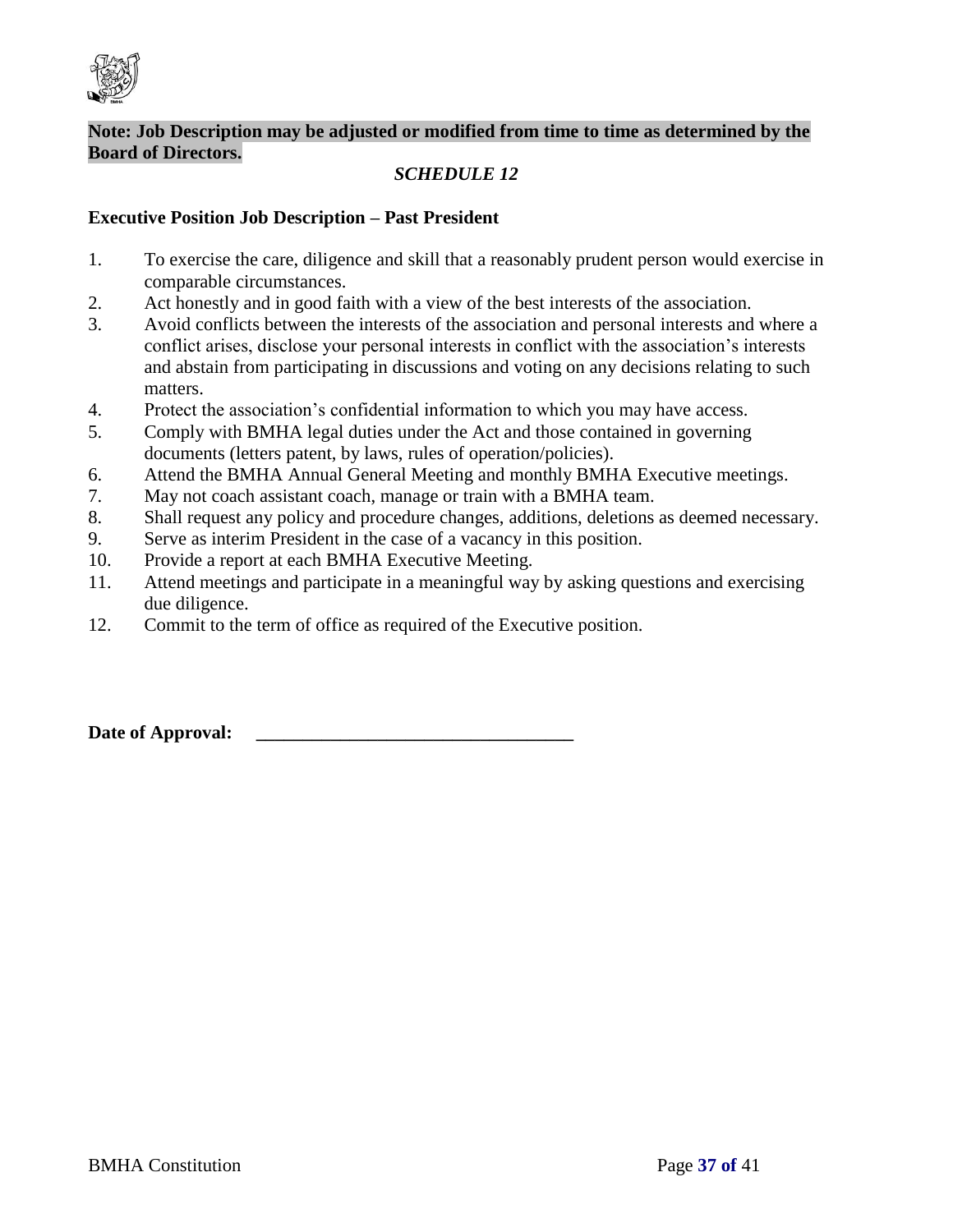**Note: Job Description may be adjusted or modified from time to time as determined by the Board of Directors.**

*SCHEDULE 12*

**Executive Position Job Description – Past President**

1. To exercise the care, diligence and skill that a reasonably prudent person would exercise in comparable circumstances.
2. Act honestly and in good faith with a view of the best interests of the association.
3. Avoid conflicts between the interests of the association and personal interests and where a conflict arises, disclose your personal interests in conflict with the association's interests and abstain from participating in discussions and voting on any decisions relating to such matters.
4. Protect the association's confidential information to which you may have access.
5. Comply with BMHA legal duties under the Act and those contained in governing documents (letters patent, by laws, rules of operation/policies).
6. Attend the BMHA Annual General Meeting and monthly BMHA Executive meetings.
7. May not coach assistant coach, manage or train with a BMHA team.
8. Shall request any policy and procedure changes, additions, deletions as deemed necessary.
9. Serve as interim President in the case of a vacancy in this position.
10. Provide a report at each BMHA Executive Meeting.
11. Attend meetings and participate in a meaningful way by asking questions and exercising due diligence.
12. Commit to the term of office as required of the Executive position.

**Date of Approval: \_\_\_\_\_\_\_\_\_\_\_\_\_\_\_\_\_\_\_\_\_\_\_\_\_\_\_\_\_\_\_\_\_\_**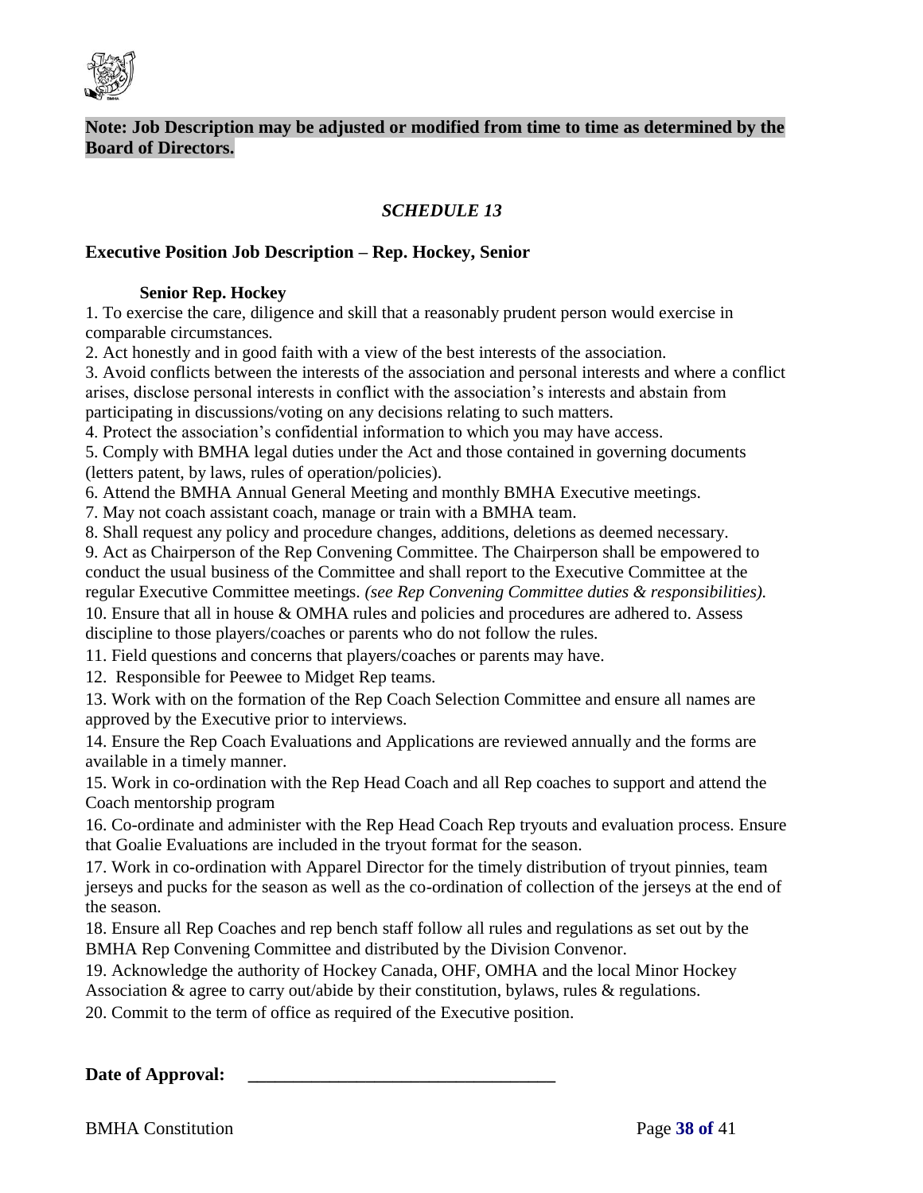**Note: Job Description may be adjusted or modified from time to time as determined by the Board of Directors.**

### *SCHEDULE 13*

**Executive Position Job Description – Rep. Hockey, Senior**

**Senior Rep. Hockey**

1. To exercise the care, diligence and skill that a reasonably prudent person would exercise in comparable circumstances.
2. Act honestly and in good faith with a view of the best interests of the association.
3. Avoid conflicts between the interests of the association and personal interests and where a conflict arises, disclose personal interests in conflict with the association's interests and abstain from participating in discussions/voting on any decisions relating to such matters.
4. Protect the association's confidential information to which you may have access.
5. Comply with BMHA legal duties under the Act and those contained in governing documents (letters patent, by laws, rules of operation/policies).
6. Attend the BMHA Annual General Meeting and monthly BMHA Executive meetings.
7. May not coach assistant coach, manage or train with a BMHA team.
8. Shall request any policy and procedure changes, additions, deletions as deemed necessary.
9. Act as Chairperson of the Rep Convening Committee. The Chairperson shall be empowered to conduct the usual business of the Committee and shall report to the Executive Committee at the regular Executive Committee meetings. *(see Rep Convening Committee duties & responsibilities).*
10. Ensure that all in house & OMHA rules and policies and procedures are adhered to. Assess discipline to those players/coaches or parents who do not follow the rules.
11. Field questions and concerns that players/coaches or parents may have.
12. Responsible for Peewee to Midget Rep teams.
13. Work with on the formation of the Rep Coach Selection Committee and ensure all names are approved by the Executive prior to interviews.
14. Ensure the Rep Coach Evaluations and Applications are reviewed annually and the forms are available in a timely manner.
15. Work in co-ordination with the Rep Head Coach and all Rep coaches to support and attend the Coach mentorship program
16. Co-ordinate and administer with the Rep Head Coach Rep tryouts and evaluation process. Ensure that Goalie Evaluations are included in the tryout format for the season.
17. Work in co-ordination with Apparel Director for the timely distribution of tryout pinnies, team jerseys and pucks for the season as well as the co-ordination of collection of the jerseys at the end of the season.
18. Ensure all Rep Coaches and rep bench staff follow all rules and regulations as set out by the BMHA Rep Convening Committee and distributed by the Division Convenor.
19. Acknowledge the authority of Hockey Canada, OHF, OMHA and the local Minor Hockey Association & agree to carry out/abide by their constitution, bylaws, rules & regulations.
20. Commit to the term of office as required of the Executive position.

**Date of Approval:** ___________________________________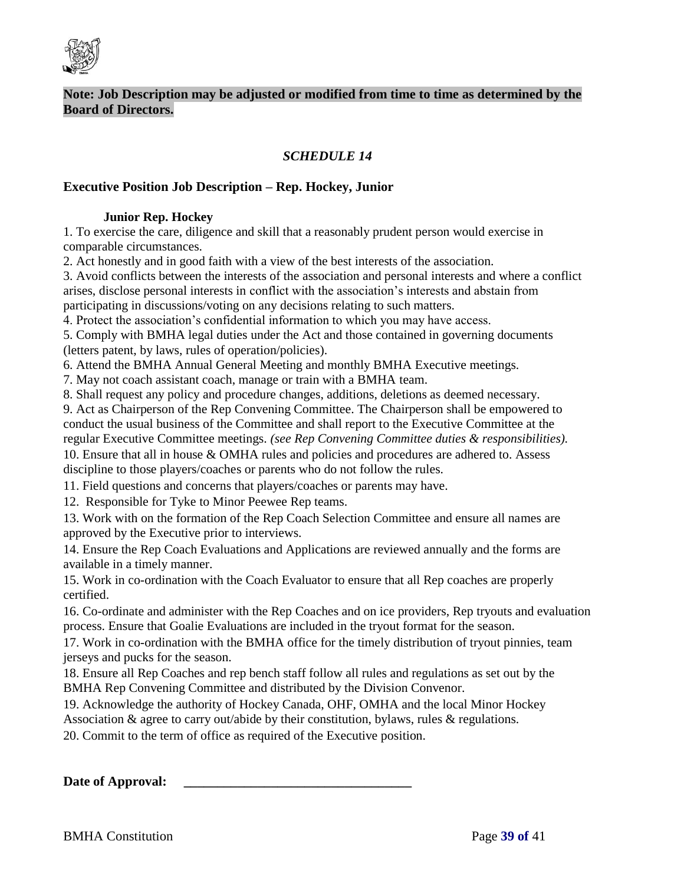**Note: Job Description may be adjusted or modified from time to time as determined by the Board of Directors.**

*SCHEDULE 14*

**Executive Position Job Description – Rep. Hockey, Junior**

**Junior Rep. Hockey**

1. To exercise the care, diligence and skill that a reasonably prudent person would exercise in comparable circumstances.
2. Act honestly and in good faith with a view of the best interests of the association.
3. Avoid conflicts between the interests of the association and personal interests and where a conflict arises, disclose personal interests in conflict with the association's interests and abstain from participating in discussions/voting on any decisions relating to such matters.
4. Protect the association's confidential information to which you may have access.
5. Comply with BMHA legal duties under the Act and those contained in governing documents (letters patent, by laws, rules of operation/policies).
6. Attend the BMHA Annual General Meeting and monthly BMHA Executive meetings.
7. May not coach assistant coach, manage or train with a BMHA team.
8. Shall request any policy and procedure changes, additions, deletions as deemed necessary.
9. Act as Chairperson of the Rep Convening Committee. The Chairperson shall be empowered to conduct the usual business of the Committee and shall report to the Executive Committee at the regular Executive Committee meetings. *(see Rep Convening Committee duties & responsibilities).*
10. Ensure that all in house & OMHA rules and policies and procedures are adhered to. Assess discipline to those players/coaches or parents who do not follow the rules.
11. Field questions and concerns that players/coaches or parents may have.
12. Responsible for Tyke to Minor Peewee Rep teams.
13. Work with on the formation of the Rep Coach Selection Committee and ensure all names are approved by the Executive prior to interviews.
14. Ensure the Rep Coach Evaluations and Applications are reviewed annually and the forms are available in a timely manner.
15. Work in co-ordination with the Coach Evaluator to ensure that all Rep coaches are properly certified.
16. Co-ordinate and administer with the Rep Coaches and on ice providers, Rep tryouts and evaluation process. Ensure that Goalie Evaluations are included in the tryout format for the season.
17. Work in co-ordination with the BMHA office for the timely distribution of tryout pinnies, team jerseys and pucks for the season.
18. Ensure all Rep Coaches and rep bench staff follow all rules and regulations as set out by the BMHA Rep Convening Committee and distributed by the Division Convenor.
19. Acknowledge the authority of Hockey Canada, OHF, OMHA and the local Minor Hockey Association & agree to carry out/abide by their constitution, bylaws, rules & regulations.
20. Commit to the term of office as required of the Executive position.

**Date of Approval:** ___________________________________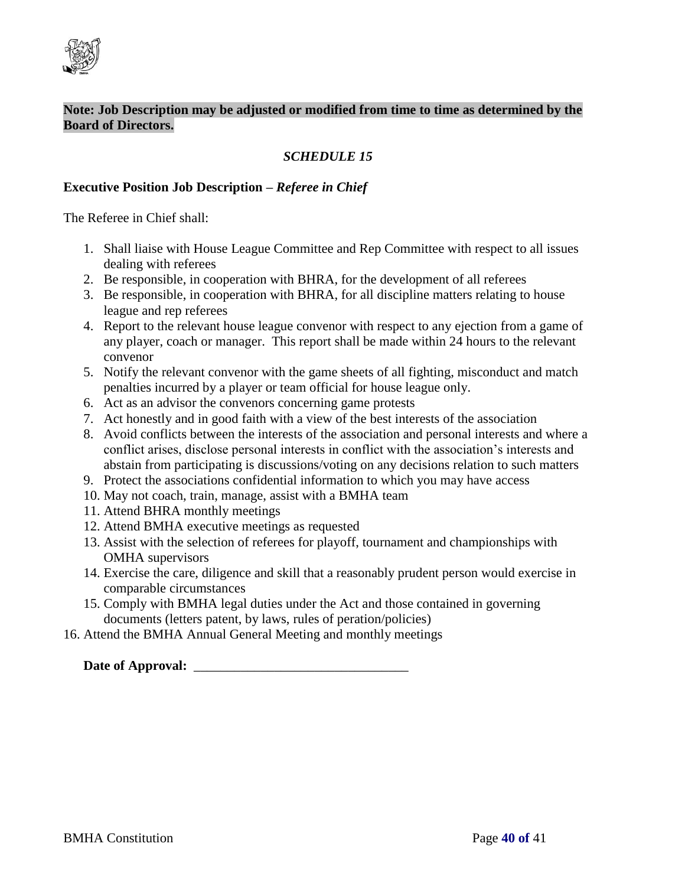**Note: Job Description may be adjusted or modified from time to time as determined by the Board of Directors.**

### *SCHEDULE 15*

**Executive Position Job Description –** ***Referee in Chief***

The Referee in Chief shall:

1. Shall liaise with House League Committee and Rep Committee with respect to all issues dealing with referees
2. Be responsible, in cooperation with BHRA, for the development of all referees
3. Be responsible, in cooperation with BHRA, for all discipline matters relating to house league and rep referees
4. Report to the relevant house league convenor with respect to any ejection from a game of any player, coach or manager. This report shall be made within 24 hours to the relevant convenor
5. Notify the relevant convenor with the game sheets of all fighting, misconduct and match penalties incurred by a player or team official for house league only.
6. Act as an advisor the convenors concerning game protests
7. Act honestly and in good faith with a view of the best interests of the association
8. Avoid conflicts between the interests of the association and personal interests and where a conflict arises, disclose personal interests in conflict with the association's interests and abstain from participating is discussions/voting on any decisions relation to such matters
9. Protect the associations confidential information to which you may have access
10. May not coach, train, manage, assist with a BMHA team
11. Attend BHRA monthly meetings
12. Attend BMHA executive meetings as requested
13. Assist with the selection of referees for playoff, tournament and championships with OMHA supervisors
14. Exercise the care, diligence and skill that a reasonably prudent person would exercise in comparable circumstances
15. Comply with BMHA legal duties under the Act and those contained in governing documents (letters patent, by laws, rules of peration/policies)
16. Attend the BMHA Annual General Meeting and monthly meetings

**Date of Approval:** ________________________________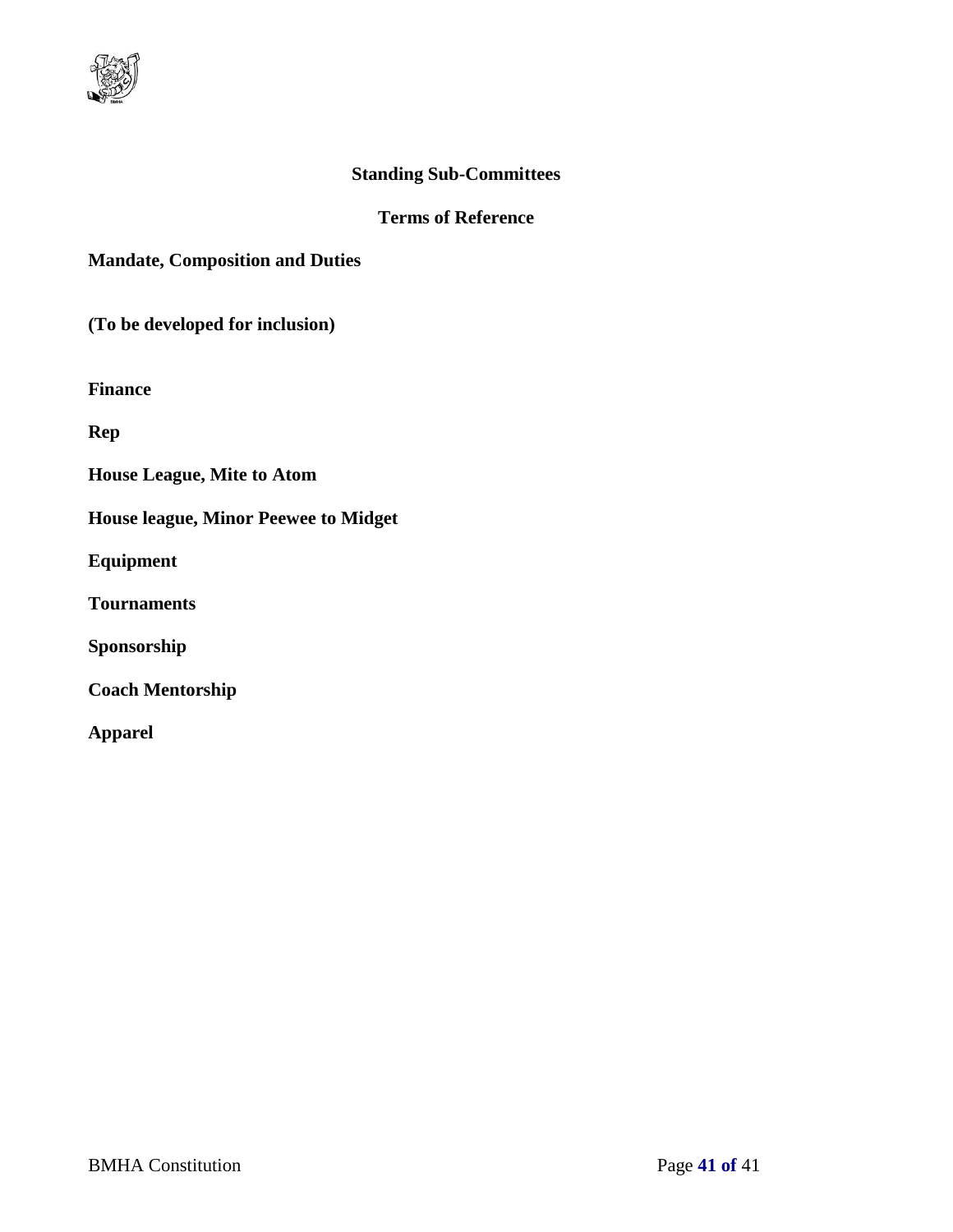## Standing Sub-Committees

## Terms of Reference

**Mandate, Composition and Duties**

**(To be developed for inclusion)**

**Finance**

**Rep**

**House League, Mite to Atom**

**House league, Minor Peewee to Midget**

**Equipment**

**Tournaments**

**Sponsorship**

**Coach Mentorship**

**Apparel**